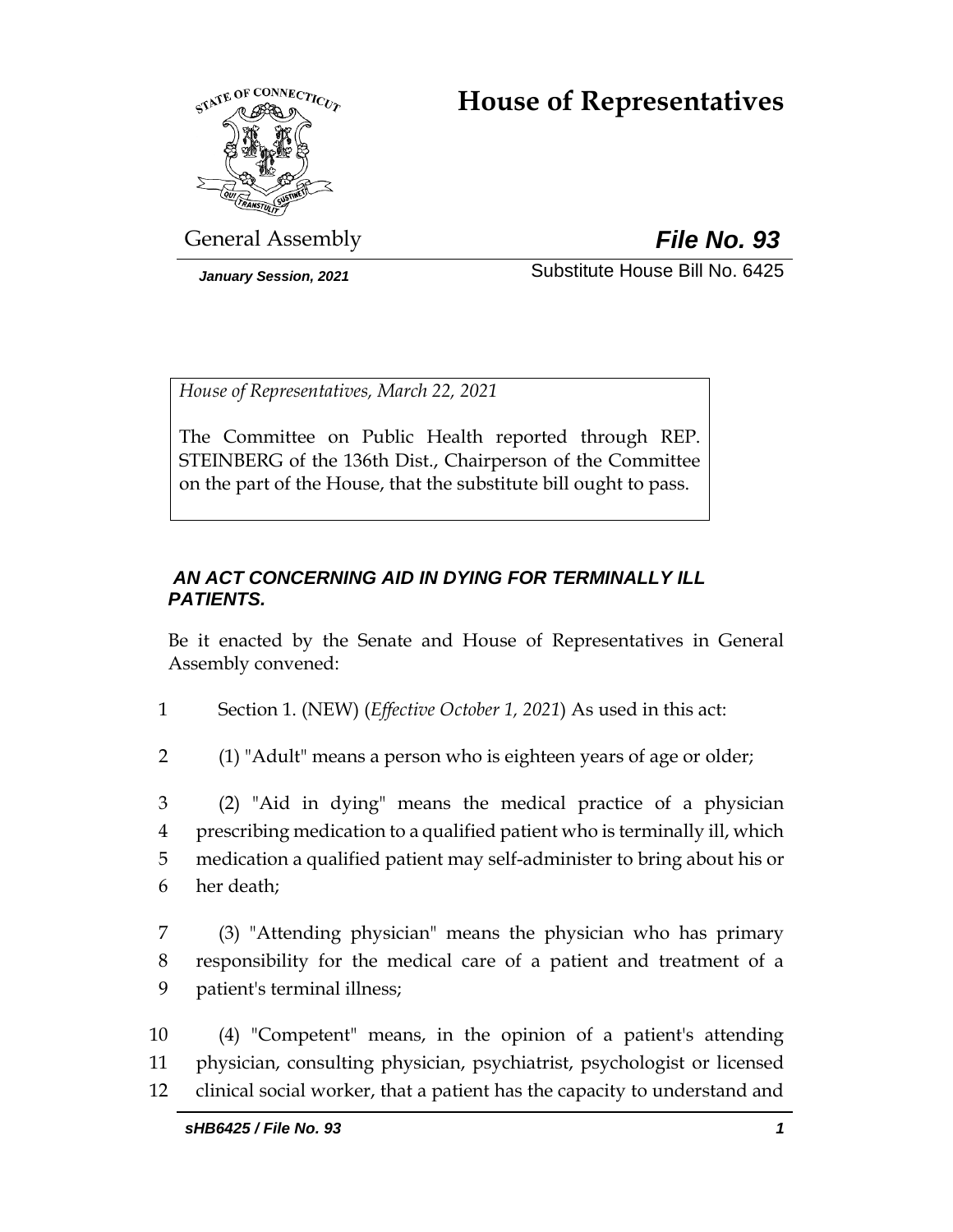# House of Representatives

General Assembly **File No. 93**

*January Session, 2021* Substitute House Bill No. 6425

*House of Representatives, March 22, 2021*

The Committee on Public Health reported through REP. STEINBERG of the 136th Dist., Chairperson of the Committee on the part of the House, that the substitute bill ought to pass.

***AN ACT CONCERNING AID IN DYING FOR TERMINALLY ILL PATIENTS.***

Be it enacted by the Senate and House of Representatives in General Assembly convened:

1 Section 1. (NEW) (*Effective October 1, 2021*) As used in this act:

2 (1) "Adult" means a person who is eighteen years of age or older;

3 (2) "Aid in dying" means the medical practice of a physician
4 prescribing medication to a qualified patient who is terminally ill, which
5 medication a qualified patient may self-administer to bring about his or
6 her death;

7 (3) "Attending physician" means the physician who has primary
8 responsibility for the medical care of a patient and treatment of a
9 patient's terminal illness;

10 (4) "Competent" means, in the opinion of a patient's attending
11 physician, consulting physician, psychiatrist, psychologist or licensed
12 clinical social worker, that a patient has the capacity to understand and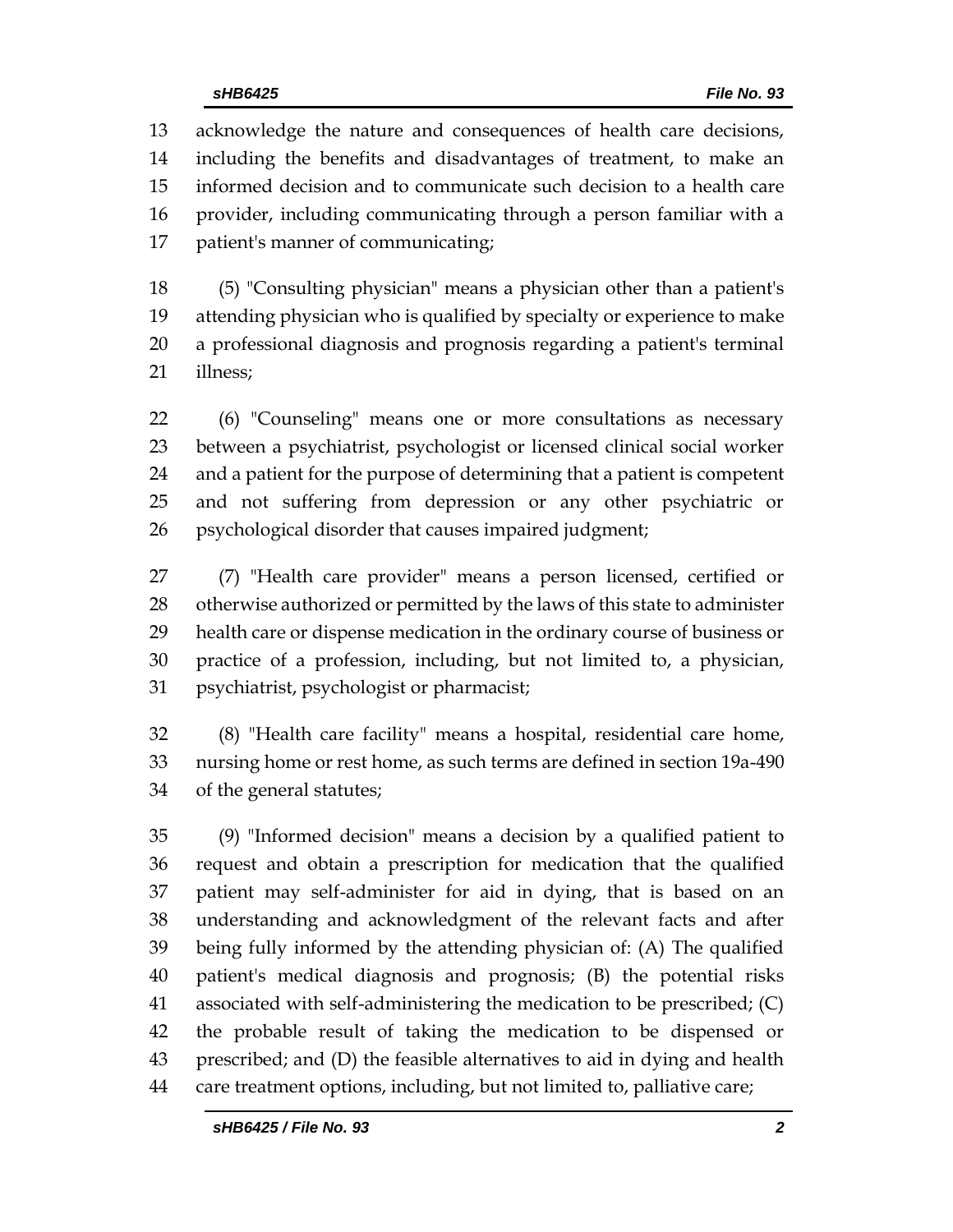acknowledge the nature and consequences of health care decisions, including the benefits and disadvantages of treatment, to make an informed decision and to communicate such decision to a health care provider, including communicating through a person familiar with a patient's manner of communicating;

(5) "Consulting physician" means a physician other than a patient's attending physician who is qualified by specialty or experience to make a professional diagnosis and prognosis regarding a patient's terminal illness;

(6) "Counseling" means one or more consultations as necessary between a psychiatrist, psychologist or licensed clinical social worker and a patient for the purpose of determining that a patient is competent and not suffering from depression or any other psychiatric or psychological disorder that causes impaired judgment;

(7) "Health care provider" means a person licensed, certified or otherwise authorized or permitted by the laws of this state to administer health care or dispense medication in the ordinary course of business or practice of a profession, including, but not limited to, a physician, psychiatrist, psychologist or pharmacist;

(8) "Health care facility" means a hospital, residential care home, nursing home or rest home, as such terms are defined in section 19a-490 of the general statutes;

(9) "Informed decision" means a decision by a qualified patient to request and obtain a prescription for medication that the qualified patient may self-administer for aid in dying, that is based on an understanding and acknowledgment of the relevant facts and after being fully informed by the attending physician of: (A) The qualified patient's medical diagnosis and prognosis; (B) the potential risks associated with self-administering the medication to be prescribed; (C) the probable result of taking the medication to be dispensed or prescribed; and (D) the feasible alternatives to aid in dying and health care treatment options, including, but not limited to, palliative care;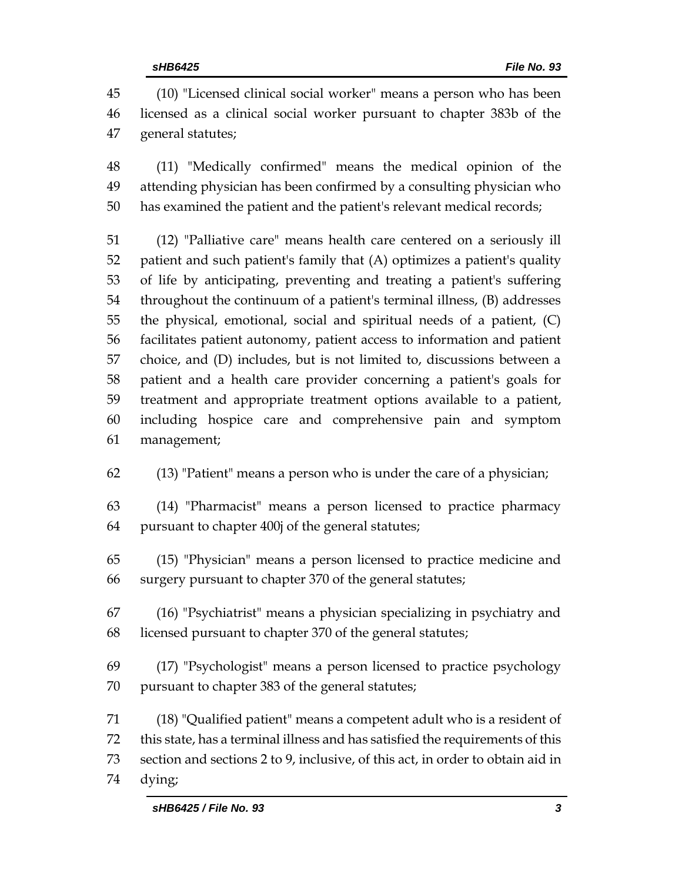(10) "Licensed clinical social worker" means a person who has been licensed as a clinical social worker pursuant to chapter 383b of the general statutes;

(11) "Medically confirmed" means the medical opinion of the attending physician has been confirmed by a consulting physician who has examined the patient and the patient's relevant medical records;

(12) "Palliative care" means health care centered on a seriously ill patient and such patient's family that (A) optimizes a patient's quality of life by anticipating, preventing and treating a patient's suffering throughout the continuum of a patient's terminal illness, (B) addresses the physical, emotional, social and spiritual needs of a patient, (C) facilitates patient autonomy, patient access to information and patient choice, and (D) includes, but is not limited to, discussions between a patient and a health care provider concerning a patient's goals for treatment and appropriate treatment options available to a patient, including hospice care and comprehensive pain and symptom management;

(13) "Patient" means a person who is under the care of a physician;

(14) "Pharmacist" means a person licensed to practice pharmacy pursuant to chapter 400j of the general statutes;

(15) "Physician" means a person licensed to practice medicine and surgery pursuant to chapter 370 of the general statutes;

(16) "Psychiatrist" means a physician specializing in psychiatry and licensed pursuant to chapter 370 of the general statutes;

(17) "Psychologist" means a person licensed to practice psychology pursuant to chapter 383 of the general statutes;

(18) "Qualified patient" means a competent adult who is a resident of this state, has a terminal illness and has satisfied the requirements of this section and sections 2 to 9, inclusive, of this act, in order to obtain aid in dying;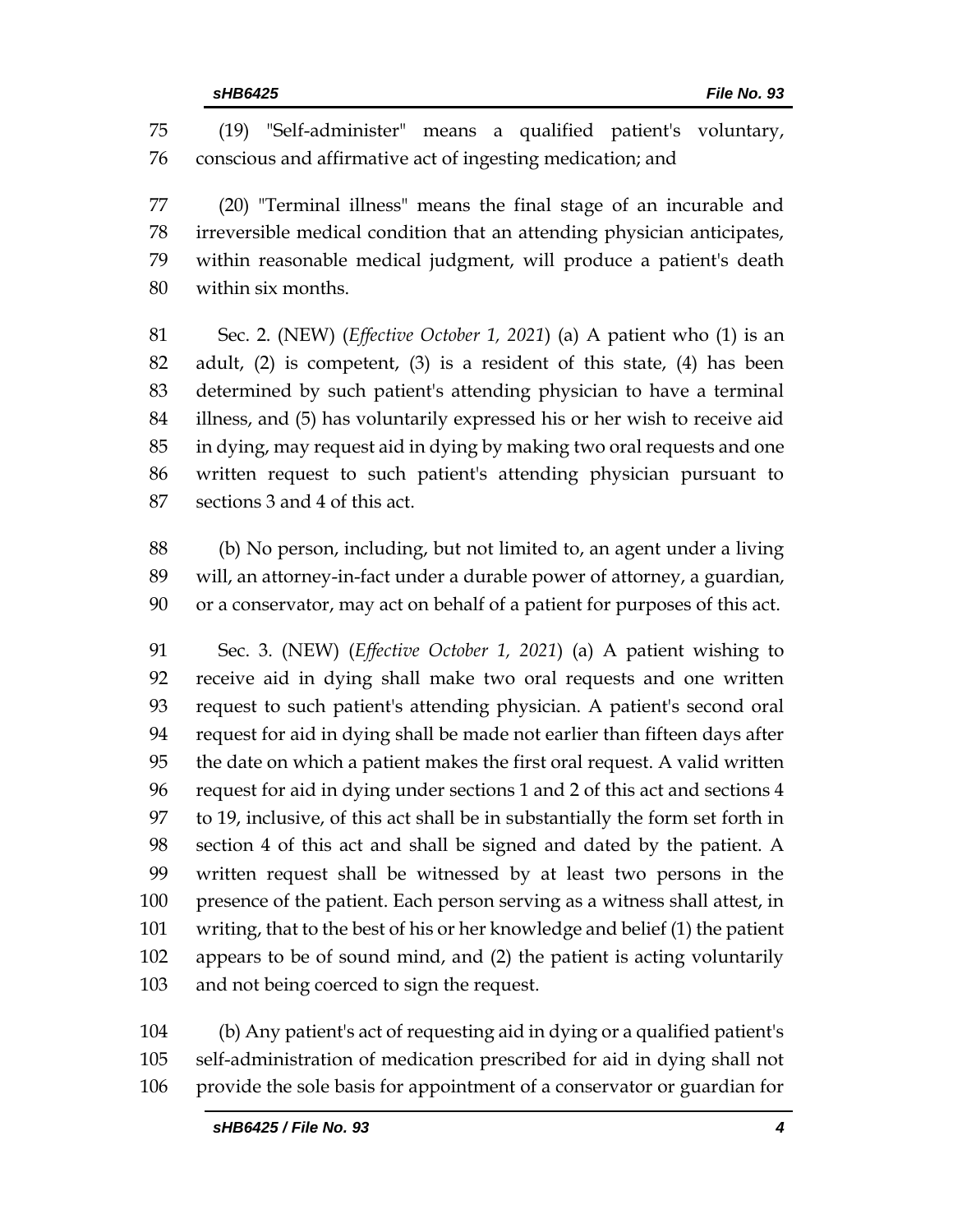(19) "Self-administer" means a qualified patient's voluntary, conscious and affirmative act of ingesting medication; and

(20) "Terminal illness" means the final stage of an incurable and irreversible medical condition that an attending physician anticipates, within reasonable medical judgment, will produce a patient's death within six months.

Sec. 2. (NEW) (*Effective October 1, 2021*) (a) A patient who (1) is an adult, (2) is competent, (3) is a resident of this state, (4) has been determined by such patient's attending physician to have a terminal illness, and (5) has voluntarily expressed his or her wish to receive aid in dying, may request aid in dying by making two oral requests and one written request to such patient's attending physician pursuant to sections 3 and 4 of this act.

(b) No person, including, but not limited to, an agent under a living will, an attorney-in-fact under a durable power of attorney, a guardian, or a conservator, may act on behalf of a patient for purposes of this act.

Sec. 3. (NEW) (*Effective October 1, 2021*) (a) A patient wishing to receive aid in dying shall make two oral requests and one written request to such patient's attending physician. A patient's second oral request for aid in dying shall be made not earlier than fifteen days after the date on which a patient makes the first oral request. A valid written request for aid in dying under sections 1 and 2 of this act and sections 4 to 19, inclusive, of this act shall be in substantially the form set forth in section 4 of this act and shall be signed and dated by the patient. A written request shall be witnessed by at least two persons in the presence of the patient. Each person serving as a witness shall attest, in writing, that to the best of his or her knowledge and belief (1) the patient appears to be of sound mind, and (2) the patient is acting voluntarily and not being coerced to sign the request.

(b) Any patient's act of requesting aid in dying or a qualified patient's self-administration of medication prescribed for aid in dying shall not provide the sole basis for appointment of a conservator or guardian for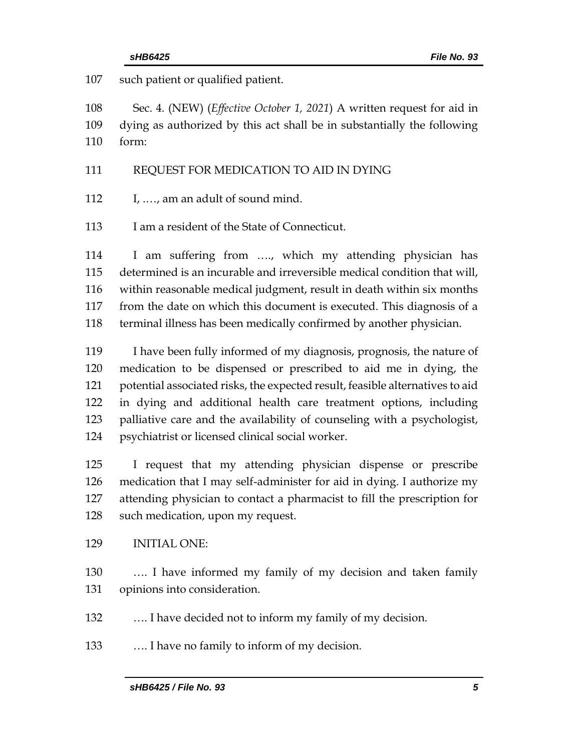such patient or qualified patient.

Sec. 4. (NEW) (*Effective October 1, 2021*) A written request for aid in dying as authorized by this act shall be in substantially the following form:

REQUEST FOR MEDICATION TO AID IN DYING

I, …., am an adult of sound mind.

I am a resident of the State of Connecticut.

I am suffering from …., which my attending physician has determined is an incurable and irreversible medical condition that will, within reasonable medical judgment, result in death within six months from the date on which this document is executed. This diagnosis of a terminal illness has been medically confirmed by another physician.

I have been fully informed of my diagnosis, prognosis, the nature of medication to be dispensed or prescribed to aid me in dying, the potential associated risks, the expected result, feasible alternatives to aid in dying and additional health care treatment options, including palliative care and the availability of counseling with a psychologist, psychiatrist or licensed clinical social worker.

I request that my attending physician dispense or prescribe medication that I may self-administer for aid in dying. I authorize my attending physician to contact a pharmacist to fill the prescription for such medication, upon my request.

INITIAL ONE:

…. I have informed my family of my decision and taken family opinions into consideration.

…. I have decided not to inform my family of my decision.

…. I have no family to inform of my decision.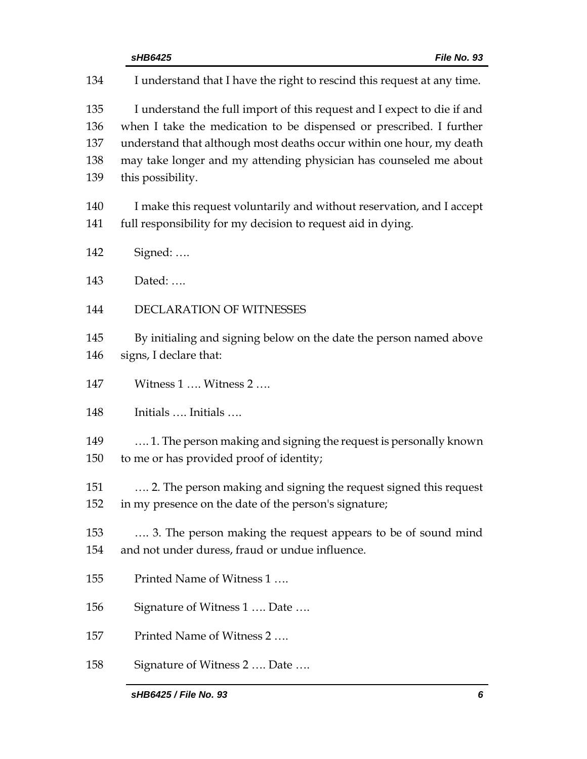I understand that I have the right to rescind this request at any time.

I understand the full import of this request and I expect to die if and when I take the medication to be dispensed or prescribed. I further understand that although most deaths occur within one hour, my death may take longer and my attending physician has counseled me about this possibility.

I make this request voluntarily and without reservation, and I accept full responsibility for my decision to request aid in dying.

Signed: ….

Dated: ….

DECLARATION OF WITNESSES

By initialing and signing below on the date the person named above signs, I declare that:

Witness 1 …. Witness 2 ….

Initials …. Initials ….

…. 1. The person making and signing the request is personally known to me or has provided proof of identity;

…. 2. The person making and signing the request signed this request in my presence on the date of the person's signature;

…. 3. The person making the request appears to be of sound mind and not under duress, fraud or undue influence.

Printed Name of Witness 1 ….

Signature of Witness 1 …. Date ….

Printed Name of Witness 2 ….

Signature of Witness 2 …. Date ….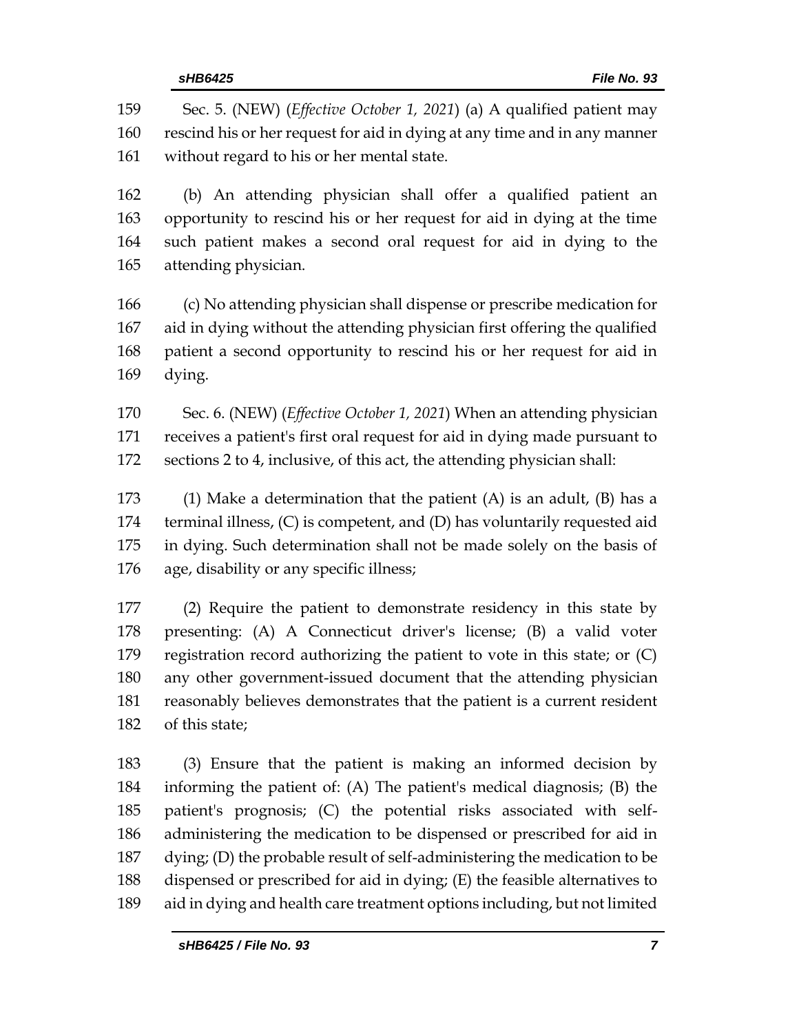Sec. 5. (NEW) (*Effective October 1, 2021*) (a) A qualified patient may rescind his or her request for aid in dying at any time and in any manner without regard to his or her mental state.

(b) An attending physician shall offer a qualified patient an opportunity to rescind his or her request for aid in dying at the time such patient makes a second oral request for aid in dying to the attending physician.

(c) No attending physician shall dispense or prescribe medication for aid in dying without the attending physician first offering the qualified patient a second opportunity to rescind his or her request for aid in dying.

Sec. 6. (NEW) (*Effective October 1, 2021*) When an attending physician receives a patient's first oral request for aid in dying made pursuant to sections 2 to 4, inclusive, of this act, the attending physician shall:

(1) Make a determination that the patient (A) is an adult, (B) has a terminal illness, (C) is competent, and (D) has voluntarily requested aid in dying. Such determination shall not be made solely on the basis of age, disability or any specific illness;

(2) Require the patient to demonstrate residency in this state by presenting: (A) A Connecticut driver's license; (B) a valid voter registration record authorizing the patient to vote in this state; or (C) any other government-issued document that the attending physician reasonably believes demonstrates that the patient is a current resident of this state;

(3) Ensure that the patient is making an informed decision by informing the patient of: (A) The patient's medical diagnosis; (B) the patient's prognosis; (C) the potential risks associated with self-administering the medication to be dispensed or prescribed for aid in dying; (D) the probable result of self-administering the medication to be dispensed or prescribed for aid in dying; (E) the feasible alternatives to aid in dying and health care treatment options including, but not limited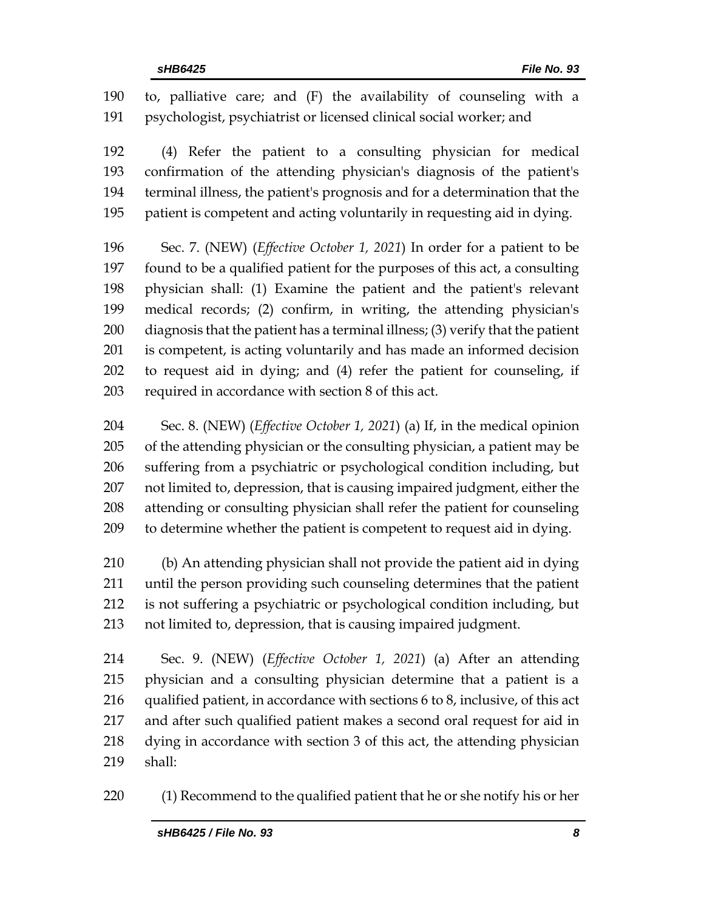to, palliative care; and (F) the availability of counseling with a psychologist, psychiatrist or licensed clinical social worker; and

(4) Refer the patient to a consulting physician for medical confirmation of the attending physician's diagnosis of the patient's terminal illness, the patient's prognosis and for a determination that the patient is competent and acting voluntarily in requesting aid in dying.

Sec. 7. (NEW) (*Effective October 1, 2021*) In order for a patient to be found to be a qualified patient for the purposes of this act, a consulting physician shall: (1) Examine the patient and the patient's relevant medical records; (2) confirm, in writing, the attending physician's diagnosis that the patient has a terminal illness; (3) verify that the patient is competent, is acting voluntarily and has made an informed decision to request aid in dying; and (4) refer the patient for counseling, if required in accordance with section 8 of this act.

Sec. 8. (NEW) (*Effective October 1, 2021*) (a) If, in the medical opinion of the attending physician or the consulting physician, a patient may be suffering from a psychiatric or psychological condition including, but not limited to, depression, that is causing impaired judgment, either the attending or consulting physician shall refer the patient for counseling to determine whether the patient is competent to request aid in dying.

(b) An attending physician shall not provide the patient aid in dying until the person providing such counseling determines that the patient is not suffering a psychiatric or psychological condition including, but not limited to, depression, that is causing impaired judgment.

Sec. 9. (NEW) (*Effective October 1, 2021*) (a) After an attending physician and a consulting physician determine that a patient is a qualified patient, in accordance with sections 6 to 8, inclusive, of this act and after such qualified patient makes a second oral request for aid in dying in accordance with section 3 of this act, the attending physician shall:

(1) Recommend to the qualified patient that he or she notify his or her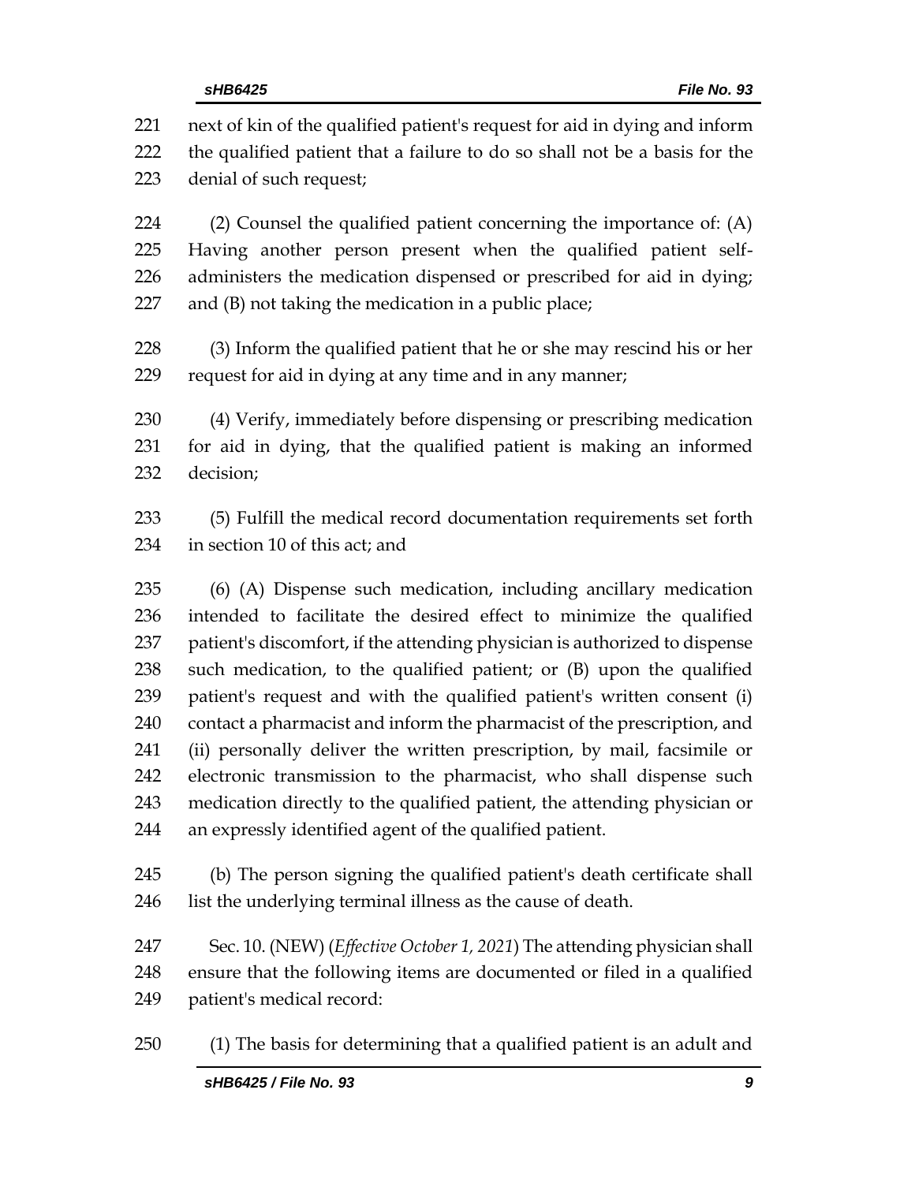next of kin of the qualified patient's request for aid in dying and inform the qualified patient that a failure to do so shall not be a basis for the denial of such request;

(2) Counsel the qualified patient concerning the importance of: (A) Having another person present when the qualified patient self-administers the medication dispensed or prescribed for aid in dying; and (B) not taking the medication in a public place;

(3) Inform the qualified patient that he or she may rescind his or her request for aid in dying at any time and in any manner;

(4) Verify, immediately before dispensing or prescribing medication for aid in dying, that the qualified patient is making an informed decision;

(5) Fulfill the medical record documentation requirements set forth in section 10 of this act; and

(6) (A) Dispense such medication, including ancillary medication intended to facilitate the desired effect to minimize the qualified patient's discomfort, if the attending physician is authorized to dispense such medication, to the qualified patient; or (B) upon the qualified patient's request and with the qualified patient's written consent (i) contact a pharmacist and inform the pharmacist of the prescription, and (ii) personally deliver the written prescription, by mail, facsimile or electronic transmission to the pharmacist, who shall dispense such medication directly to the qualified patient, the attending physician or an expressly identified agent of the qualified patient.

(b) The person signing the qualified patient's death certificate shall list the underlying terminal illness as the cause of death.

Sec. 10. (NEW) (*Effective October 1, 2021*) The attending physician shall ensure that the following items are documented or filed in a qualified patient's medical record:

(1) The basis for determining that a qualified patient is an adult and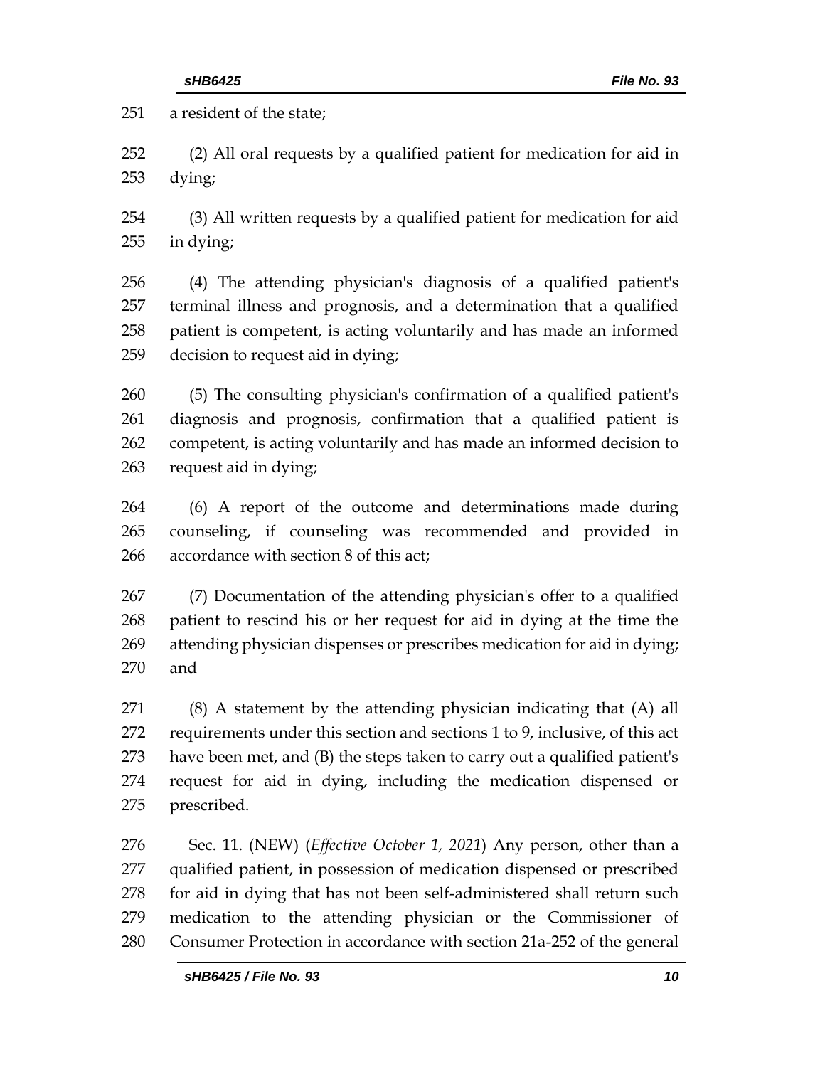a resident of the state;

(2) All oral requests by a qualified patient for medication for aid in dying;

(3) All written requests by a qualified patient for medication for aid in dying;

(4) The attending physician's diagnosis of a qualified patient's terminal illness and prognosis, and a determination that a qualified patient is competent, is acting voluntarily and has made an informed decision to request aid in dying;

(5) The consulting physician's confirmation of a qualified patient's diagnosis and prognosis, confirmation that a qualified patient is competent, is acting voluntarily and has made an informed decision to request aid in dying;

(6) A report of the outcome and determinations made during counseling, if counseling was recommended and provided in accordance with section 8 of this act;

(7) Documentation of the attending physician's offer to a qualified patient to rescind his or her request for aid in dying at the time the attending physician dispenses or prescribes medication for aid in dying; and

(8) A statement by the attending physician indicating that (A) all requirements under this section and sections 1 to 9, inclusive, of this act have been met, and (B) the steps taken to carry out a qualified patient's request for aid in dying, including the medication dispensed or prescribed.

Sec. 11. (NEW) (*Effective October 1, 2021*) Any person, other than a qualified patient, in possession of medication dispensed or prescribed for aid in dying that has not been self-administered shall return such medication to the attending physician or the Commissioner of Consumer Protection in accordance with section 21a-252 of the general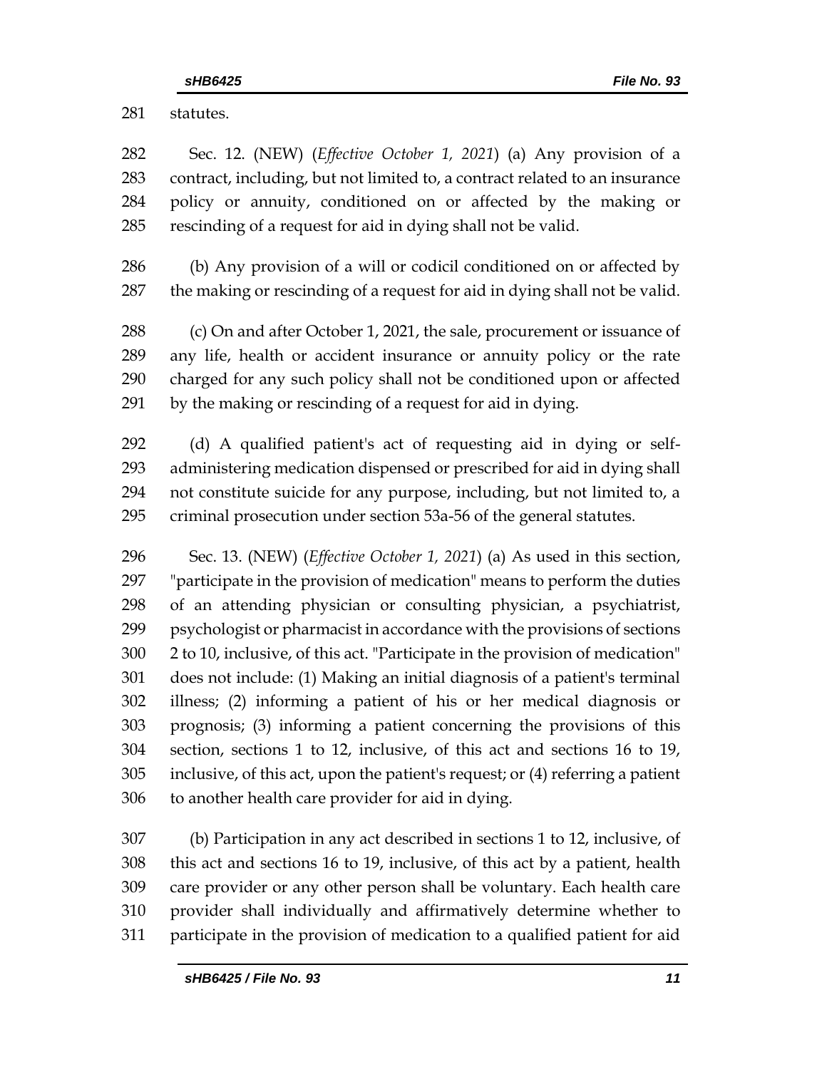statutes.

Sec. 12. (NEW) (*Effective October 1, 2021*) (a) Any provision of a contract, including, but not limited to, a contract related to an insurance policy or annuity, conditioned on or affected by the making or rescinding of a request for aid in dying shall not be valid.

(b) Any provision of a will or codicil conditioned on or affected by the making or rescinding of a request for aid in dying shall not be valid.

(c) On and after October 1, 2021, the sale, procurement or issuance of any life, health or accident insurance or annuity policy or the rate charged for any such policy shall not be conditioned upon or affected by the making or rescinding of a request for aid in dying.

(d) A qualified patient's act of requesting aid in dying or self-administering medication dispensed or prescribed for aid in dying shall not constitute suicide for any purpose, including, but not limited to, a criminal prosecution under section 53a-56 of the general statutes.

Sec. 13. (NEW) (*Effective October 1, 2021*) (a) As used in this section, "participate in the provision of medication" means to perform the duties of an attending physician or consulting physician, a psychiatrist, psychologist or pharmacist in accordance with the provisions of sections 2 to 10, inclusive, of this act. "Participate in the provision of medication" does not include: (1) Making an initial diagnosis of a patient's terminal illness; (2) informing a patient of his or her medical diagnosis or prognosis; (3) informing a patient concerning the provisions of this section, sections 1 to 12, inclusive, of this act and sections 16 to 19, inclusive, of this act, upon the patient's request; or (4) referring a patient to another health care provider for aid in dying.

(b) Participation in any act described in sections 1 to 12, inclusive, of this act and sections 16 to 19, inclusive, of this act by a patient, health care provider or any other person shall be voluntary. Each health care provider shall individually and affirmatively determine whether to participate in the provision of medication to a qualified patient for aid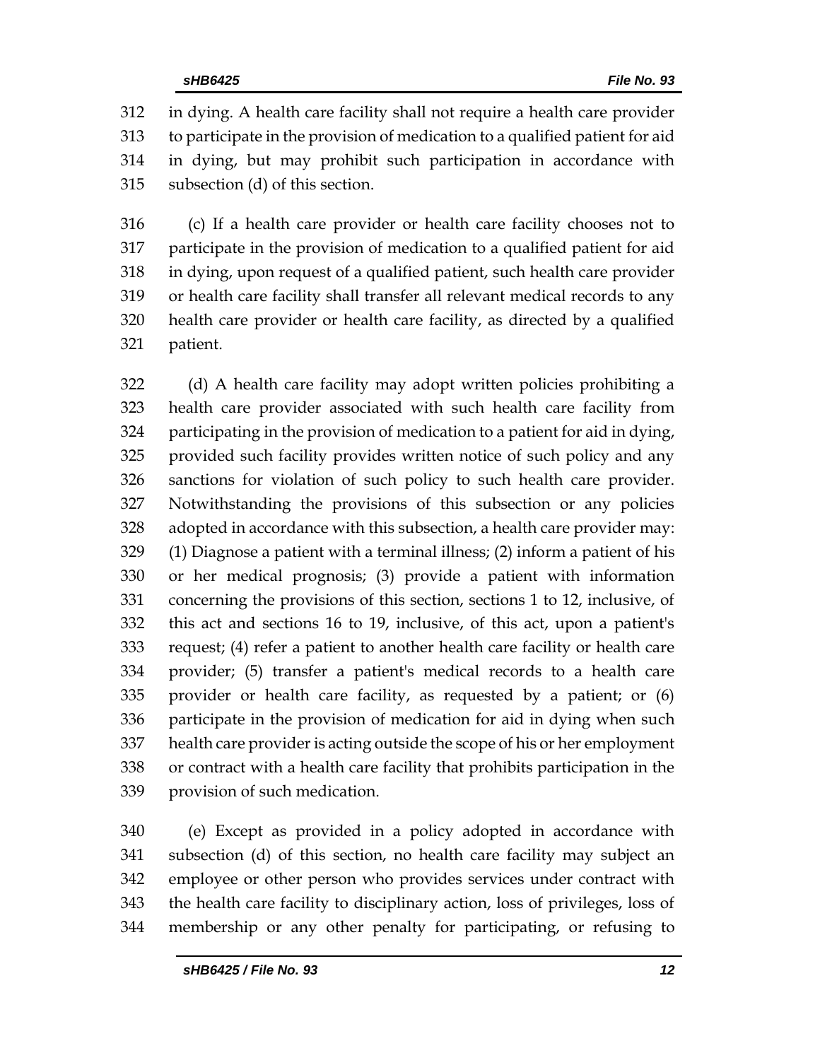in dying. A health care facility shall not require a health care provider to participate in the provision of medication to a qualified patient for aid in dying, but may prohibit such participation in accordance with subsection (d) of this section.

(c) If a health care provider or health care facility chooses not to participate in the provision of medication to a qualified patient for aid in dying, upon request of a qualified patient, such health care provider or health care facility shall transfer all relevant medical records to any health care provider or health care facility, as directed by a qualified patient.

(d) A health care facility may adopt written policies prohibiting a health care provider associated with such health care facility from participating in the provision of medication to a patient for aid in dying, provided such facility provides written notice of such policy and any sanctions for violation of such policy to such health care provider. Notwithstanding the provisions of this subsection or any policies adopted in accordance with this subsection, a health care provider may: (1) Diagnose a patient with a terminal illness; (2) inform a patient of his or her medical prognosis; (3) provide a patient with information concerning the provisions of this section, sections 1 to 12, inclusive, of this act and sections 16 to 19, inclusive, of this act, upon a patient's request; (4) refer a patient to another health care facility or health care provider; (5) transfer a patient's medical records to a health care provider or health care facility, as requested by a patient; or (6) participate in the provision of medication for aid in dying when such health care provider is acting outside the scope of his or her employment or contract with a health care facility that prohibits participation in the provision of such medication.

(e) Except as provided in a policy adopted in accordance with subsection (d) of this section, no health care facility may subject an employee or other person who provides services under contract with the health care facility to disciplinary action, loss of privileges, loss of membership or any other penalty for participating, or refusing to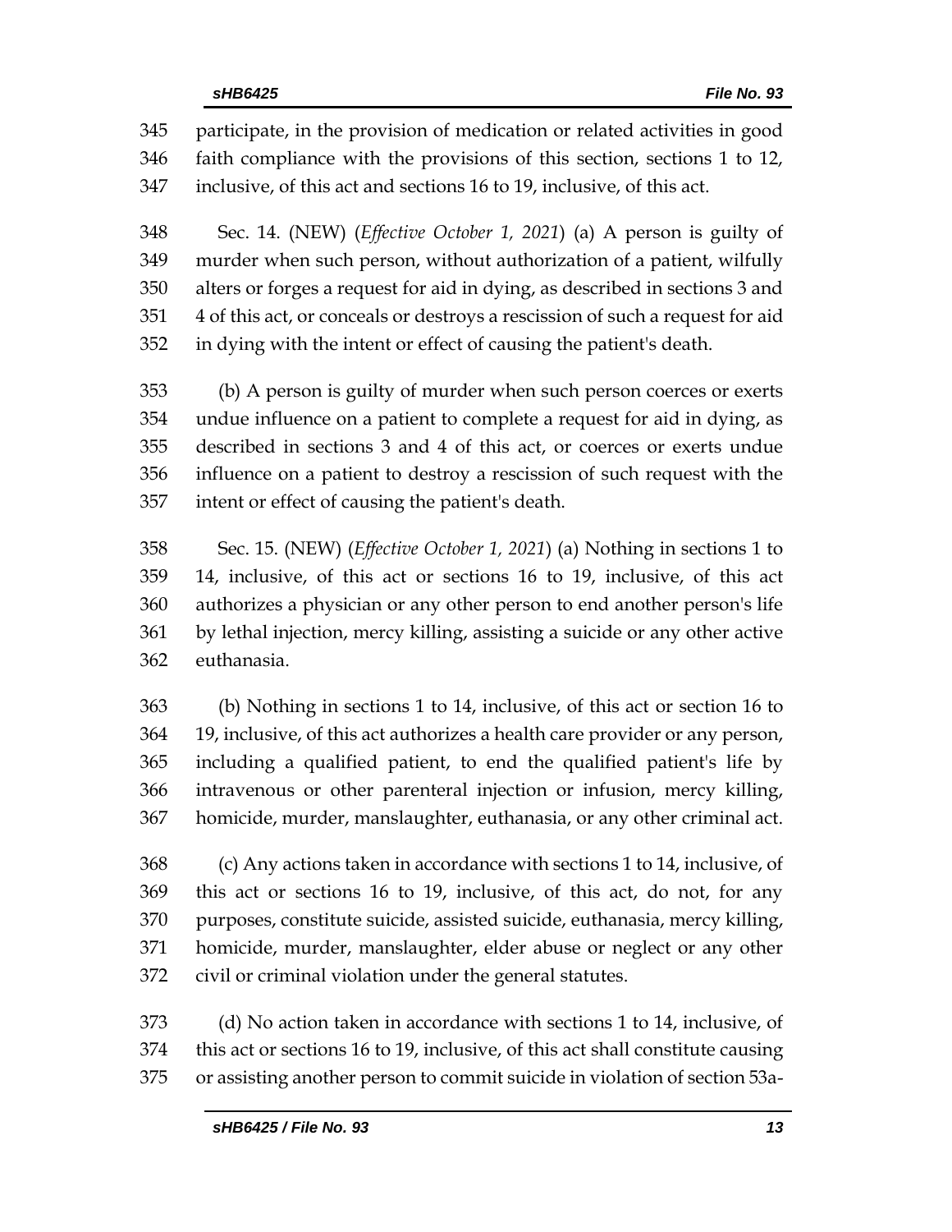participate, in the provision of medication or related activities in good faith compliance with the provisions of this section, sections 1 to 12, inclusive, of this act and sections 16 to 19, inclusive, of this act.

Sec. 14. (NEW) (*Effective October 1, 2021*) (a) A person is guilty of murder when such person, without authorization of a patient, wilfully alters or forges a request for aid in dying, as described in sections 3 and 4 of this act, or conceals or destroys a rescission of such a request for aid in dying with the intent or effect of causing the patient's death.

(b) A person is guilty of murder when such person coerces or exerts undue influence on a patient to complete a request for aid in dying, as described in sections 3 and 4 of this act, or coerces or exerts undue influence on a patient to destroy a rescission of such request with the intent or effect of causing the patient's death.

Sec. 15. (NEW) (*Effective October 1, 2021*) (a) Nothing in sections 1 to 14, inclusive, of this act or sections 16 to 19, inclusive, of this act authorizes a physician or any other person to end another person's life by lethal injection, mercy killing, assisting a suicide or any other active euthanasia.

(b) Nothing in sections 1 to 14, inclusive, of this act or section 16 to 19, inclusive, of this act authorizes a health care provider or any person, including a qualified patient, to end the qualified patient's life by intravenous or other parenteral injection or infusion, mercy killing, homicide, murder, manslaughter, euthanasia, or any other criminal act.

(c) Any actions taken in accordance with sections 1 to 14, inclusive, of this act or sections 16 to 19, inclusive, of this act, do not, for any purposes, constitute suicide, assisted suicide, euthanasia, mercy killing, homicide, murder, manslaughter, elder abuse or neglect or any other civil or criminal violation under the general statutes.

(d) No action taken in accordance with sections 1 to 14, inclusive, of this act or sections 16 to 19, inclusive, of this act shall constitute causing or assisting another person to commit suicide in violation of section 53a-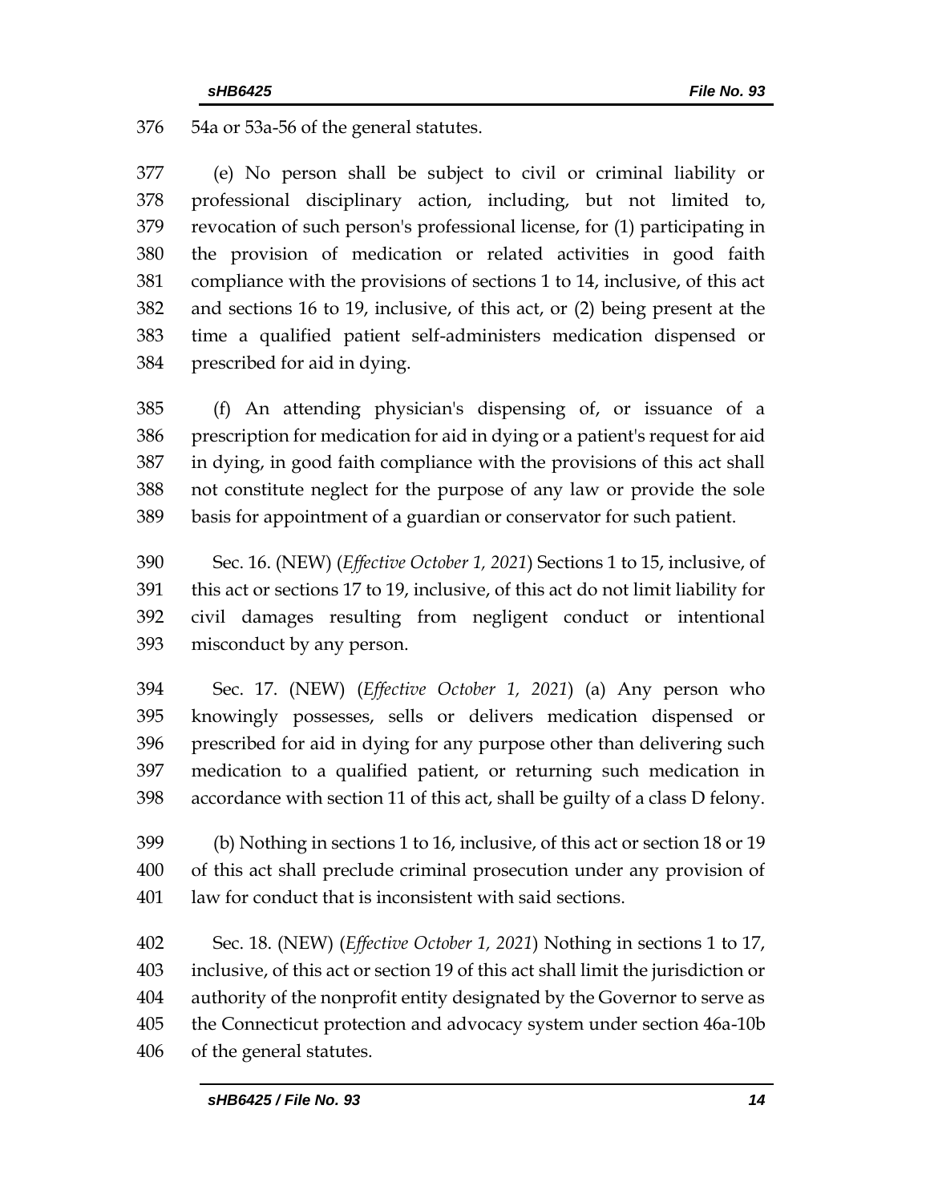54a or 53a-56 of the general statutes.

(e) No person shall be subject to civil or criminal liability or professional disciplinary action, including, but not limited to, revocation of such person's professional license, for (1) participating in the provision of medication or related activities in good faith compliance with the provisions of sections 1 to 14, inclusive, of this act and sections 16 to 19, inclusive, of this act, or (2) being present at the time a qualified patient self-administers medication dispensed or prescribed for aid in dying.

(f) An attending physician's dispensing of, or issuance of a prescription for medication for aid in dying or a patient's request for aid in dying, in good faith compliance with the provisions of this act shall not constitute neglect for the purpose of any law or provide the sole basis for appointment of a guardian or conservator for such patient.

Sec. 16. (NEW) (*Effective October 1, 2021*) Sections 1 to 15, inclusive, of this act or sections 17 to 19, inclusive, of this act do not limit liability for civil damages resulting from negligent conduct or intentional misconduct by any person.

Sec. 17. (NEW) (*Effective October 1, 2021*) (a) Any person who knowingly possesses, sells or delivers medication dispensed or prescribed for aid in dying for any purpose other than delivering such medication to a qualified patient, or returning such medication in accordance with section 11 of this act, shall be guilty of a class D felony.

(b) Nothing in sections 1 to 16, inclusive, of this act or section 18 or 19 of this act shall preclude criminal prosecution under any provision of law for conduct that is inconsistent with said sections.

Sec. 18. (NEW) (*Effective October 1, 2021*) Nothing in sections 1 to 17, inclusive, of this act or section 19 of this act shall limit the jurisdiction or authority of the nonprofit entity designated by the Governor to serve as the Connecticut protection and advocacy system under section 46a-10b of the general statutes.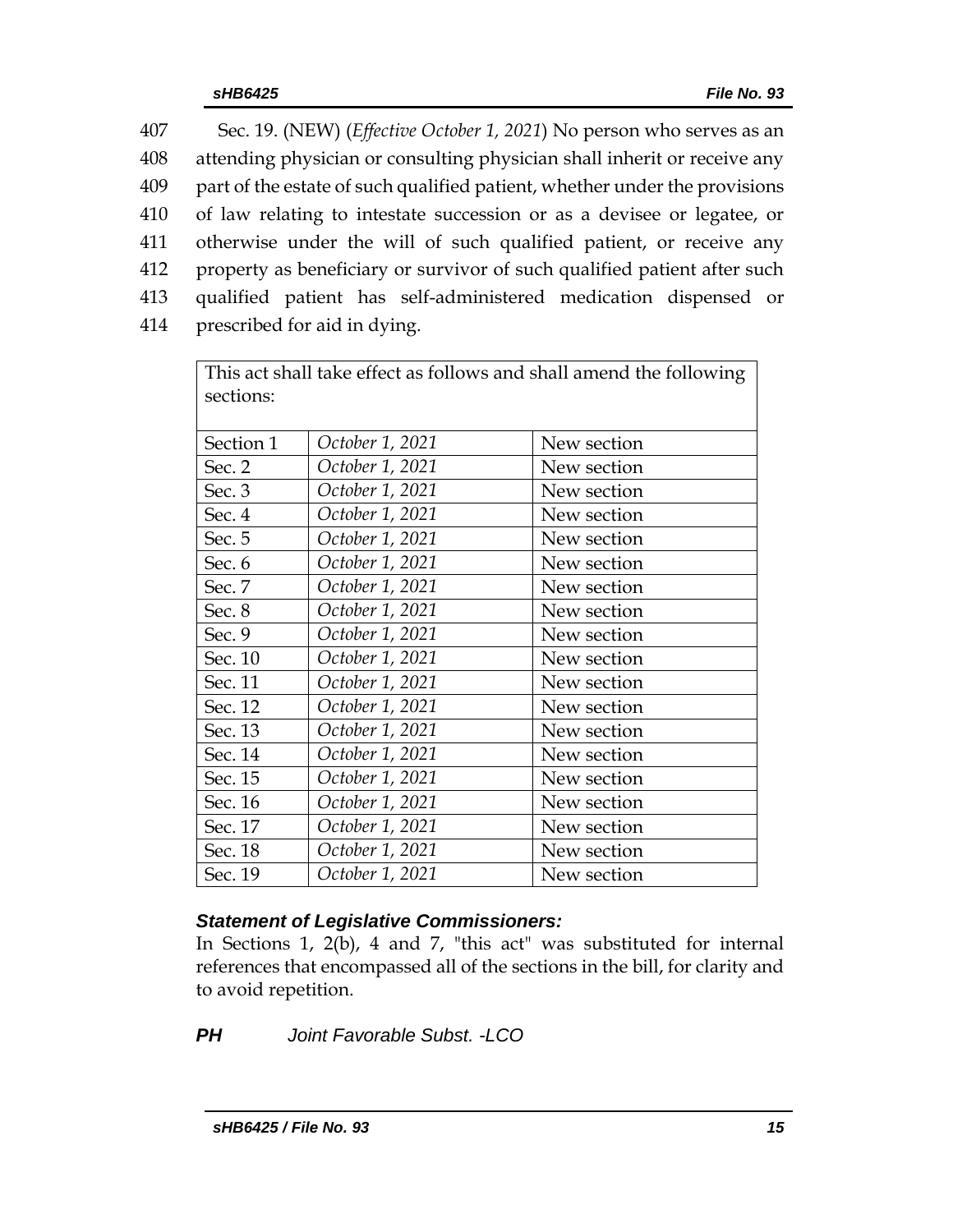Sec. 19. (NEW) (*Effective October 1, 2021*) No person who serves as an attending physician or consulting physician shall inherit or receive any part of the estate of such qualified patient, whether under the provisions of law relating to intestate succession or as a devisee or legatee, or otherwise under the will of such qualified patient, or receive any property as beneficiary or survivor of such qualified patient after such qualified patient has self-administered medication dispensed or prescribed for aid in dying.

| This act shall take effect as follows and shall amend the following sections: | | |
|---|---|---|
| Section 1 | *October 1, 2021* | New section |
| Sec. 2 | *October 1, 2021* | New section |
| Sec. 3 | *October 1, 2021* | New section |
| Sec. 4 | *October 1, 2021* | New section |
| Sec. 5 | *October 1, 2021* | New section |
| Sec. 6 | *October 1, 2021* | New section |
| Sec. 7 | *October 1, 2021* | New section |
| Sec. 8 | *October 1, 2021* | New section |
| Sec. 9 | *October 1, 2021* | New section |
| Sec. 10 | *October 1, 2021* | New section |
| Sec. 11 | *October 1, 2021* | New section |
| Sec. 12 | *October 1, 2021* | New section |
| Sec. 13 | *October 1, 2021* | New section |
| Sec. 14 | *October 1, 2021* | New section |
| Sec. 15 | *October 1, 2021* | New section |
| Sec. 16 | *October 1, 2021* | New section |
| Sec. 17 | *October 1, 2021* | New section |
| Sec. 18 | *October 1, 2021* | New section |
| Sec. 19 | *October 1, 2021* | New section |

***Statement of Legislative Commissioners:***
In Sections 1, 2(b), 4 and 7, "this act" was substituted for internal references that encompassed all of the sections in the bill, for clarity and to avoid repetition.

***PH*** *Joint Favorable Subst. -LCO*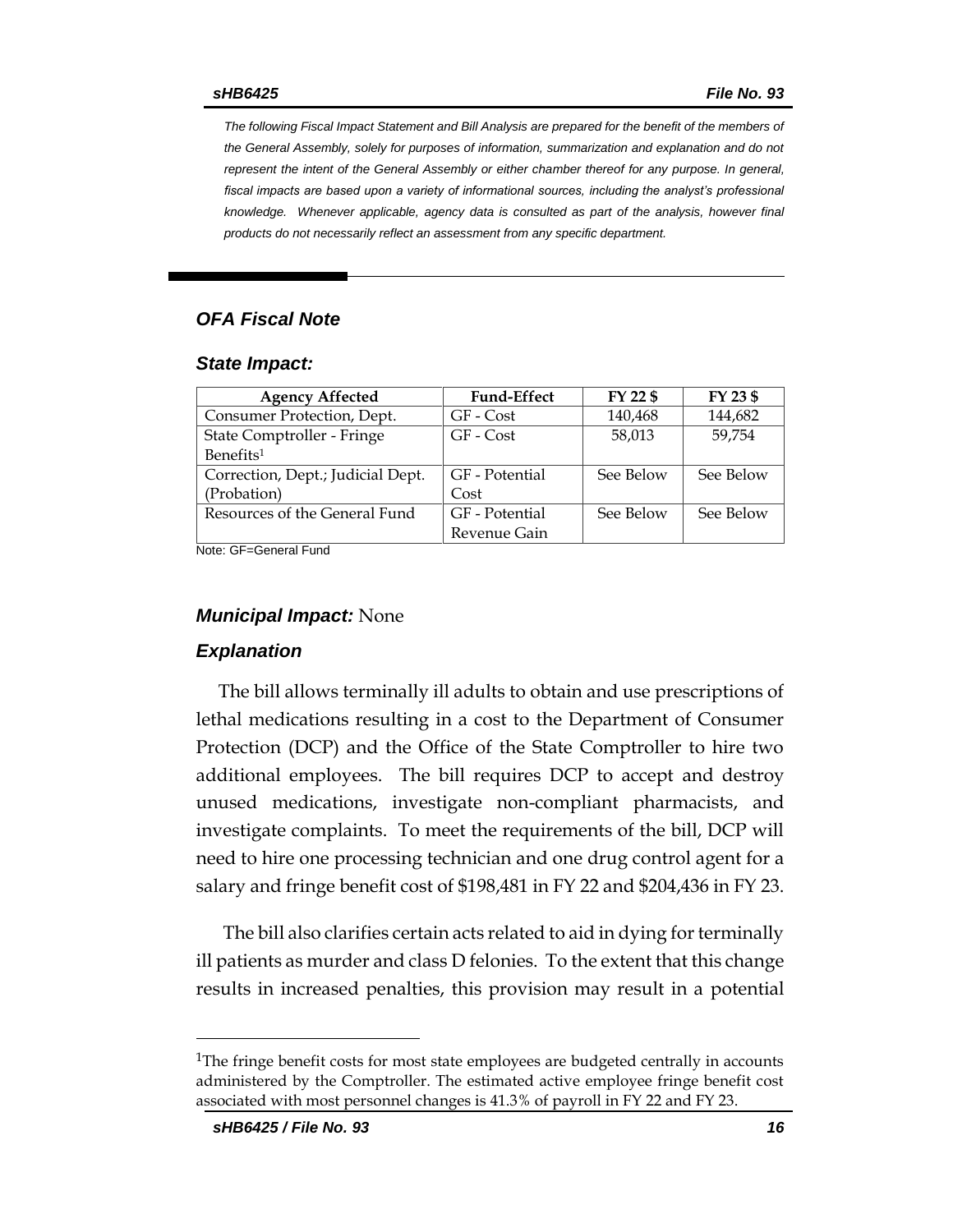The following Fiscal Impact Statement and Bill Analysis are prepared for the benefit of the members of the General Assembly, solely for purposes of information, summarization and explanation and do not represent the intent of the General Assembly or either chamber thereof for any purpose. In general, fiscal impacts are based upon a variety of informational sources, including the analyst's professional knowledge. Whenever applicable, agency data is consulted as part of the analysis, however final products do not necessarily reflect an assessment from any specific department.

## *OFA Fiscal Note*

### *State Impact:*

| Agency Affected | Fund-Effect | FY 22 $ | FY 23 $ |
|---|---|---|---|
| Consumer Protection, Dept. | GF - Cost | 140,468 | 144,682 |
| State Comptroller - Fringe Benefits[1] | GF - Cost | 58,013 | 59,754 |
| Correction, Dept.; Judicial Dept. (Probation) | GF - Potential Cost | See Below | See Below |
| Resources of the General Fund | GF - Potential Revenue Gain | See Below | See Below |

Note: GF=General Fund

### *Municipal Impact:* None

### *Explanation*

The bill allows terminally ill adults to obtain and use prescriptions of lethal medications resulting in a cost to the Department of Consumer Protection (DCP) and the Office of the State Comptroller to hire two additional employees. The bill requires DCP to accept and destroy unused medications, investigate non-compliant pharmacists, and investigate complaints. To meet the requirements of the bill, DCP will need to hire one processing technician and one drug control agent for a salary and fringe benefit cost of $198,481 in FY 22 and $204,436 in FY 23.

The bill also clarifies certain acts related to aid in dying for terminally ill patients as murder and class D felonies. To the extent that this change results in increased penalties, this provision may result in a potential

[1]The fringe benefit costs for most state employees are budgeted centrally in accounts administered by the Comptroller. The estimated active employee fringe benefit cost associated with most personnel changes is 41.3% of payroll in FY 22 and FY 23.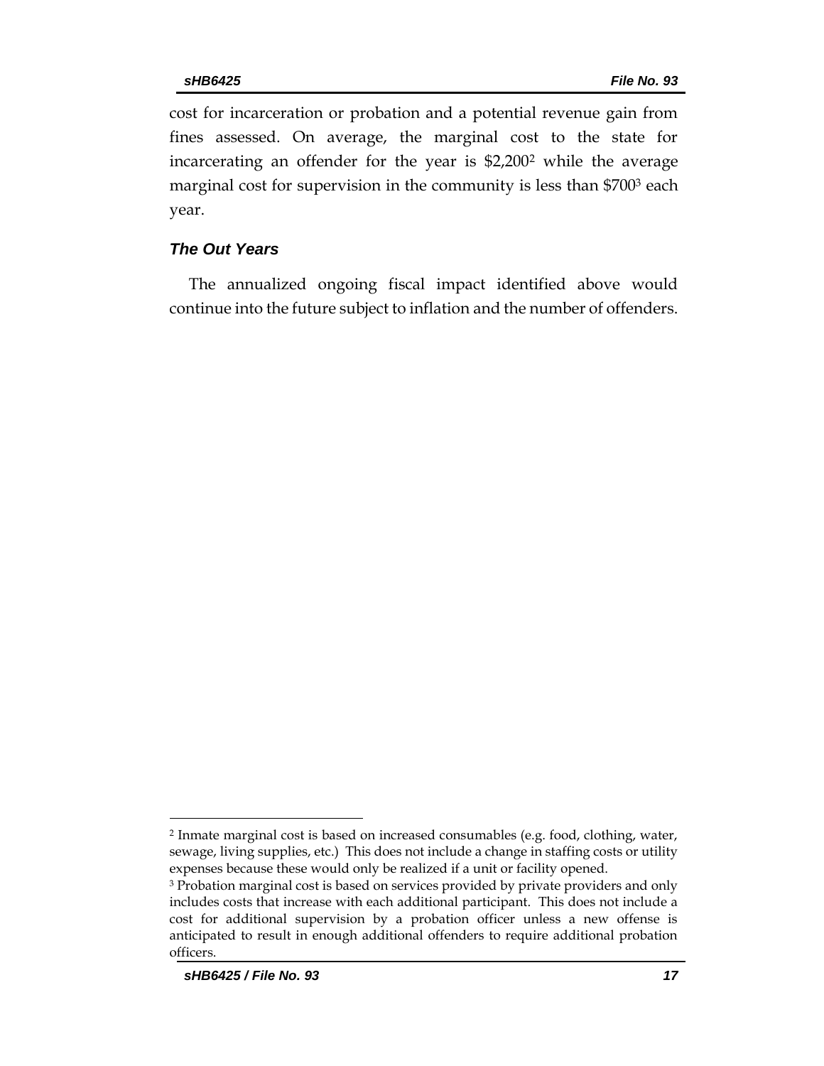cost for incarceration or probation and a potential revenue gain from fines assessed. On average, the marginal cost to the state for incarcerating an offender for the year is $2,200[2] while the average marginal cost for supervision in the community is less than $700[3] each year.

### *The Out Years*

The annualized ongoing fiscal impact identified above would continue into the future subject to inflation and the number of offenders.

---

[2] Inmate marginal cost is based on increased consumables (e.g. food, clothing, water, sewage, living supplies, etc.) This does not include a change in staffing costs or utility expenses because these would only be realized if a unit or facility opened.

[3] Probation marginal cost is based on services provided by private providers and only includes costs that increase with each additional participant. This does not include a cost for additional supervision by a probation officer unless a new offense is anticipated to result in enough additional offenders to require additional probation officers.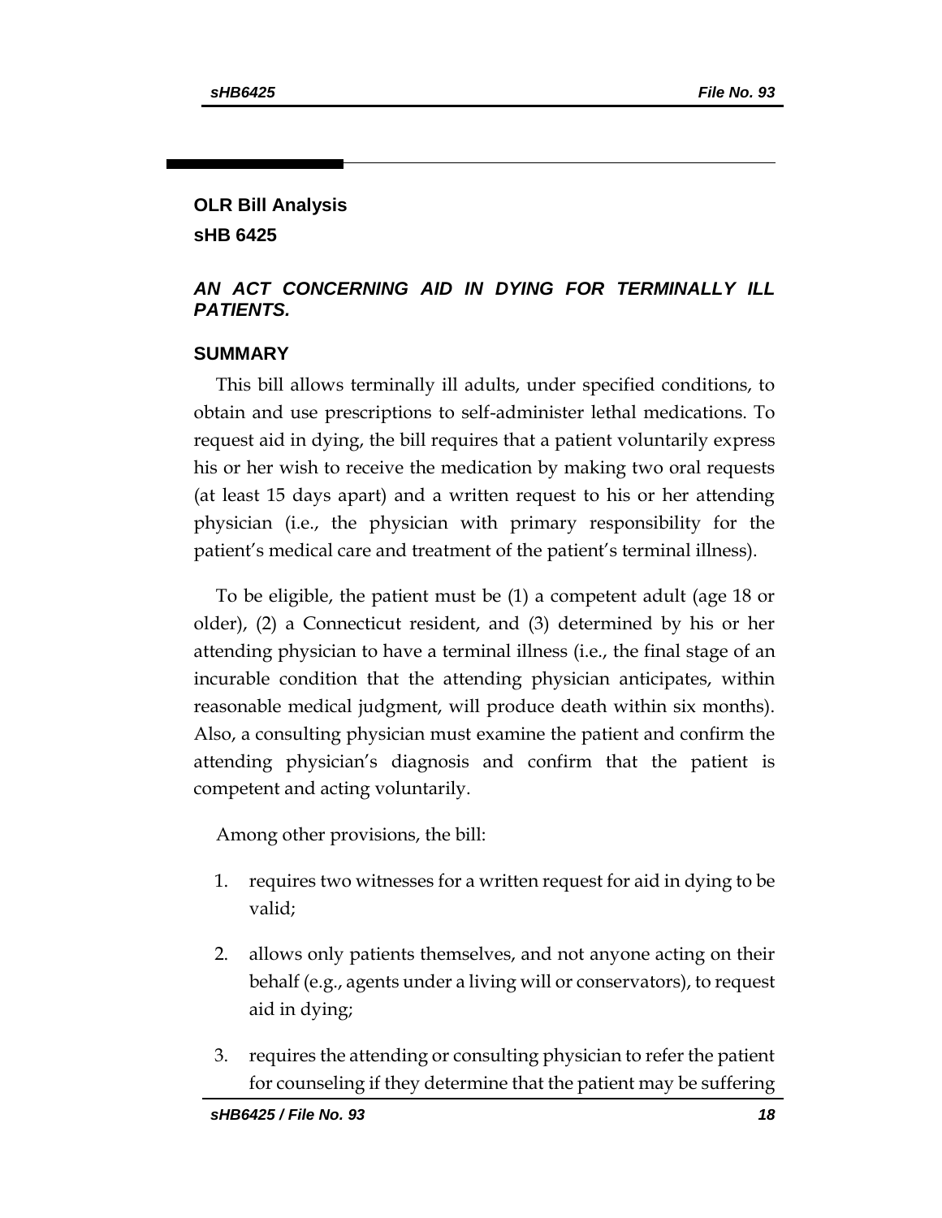**OLR Bill Analysis**

**sHB 6425**

## *AN ACT CONCERNING AID IN DYING FOR TERMINALLY ILL PATIENTS.*

### SUMMARY

This bill allows terminally ill adults, under specified conditions, to obtain and use prescriptions to self-administer lethal medications. To request aid in dying, the bill requires that a patient voluntarily express his or her wish to receive the medication by making two oral requests (at least 15 days apart) and a written request to his or her attending physician (i.e., the physician with primary responsibility for the patient's medical care and treatment of the patient's terminal illness).

To be eligible, the patient must be (1) a competent adult (age 18 or older), (2) a Connecticut resident, and (3) determined by his or her attending physician to have a terminal illness (i.e., the final stage of an incurable condition that the attending physician anticipates, within reasonable medical judgment, will produce death within six months). Also, a consulting physician must examine the patient and confirm the attending physician's diagnosis and confirm that the patient is competent and acting voluntarily.

Among other provisions, the bill:

1. requires two witnesses for a written request for aid in dying to be valid;
2. allows only patients themselves, and not anyone acting on their behalf (e.g., agents under a living will or conservators), to request aid in dying;
3. requires the attending or consulting physician to refer the patient for counseling if they determine that the patient may be suffering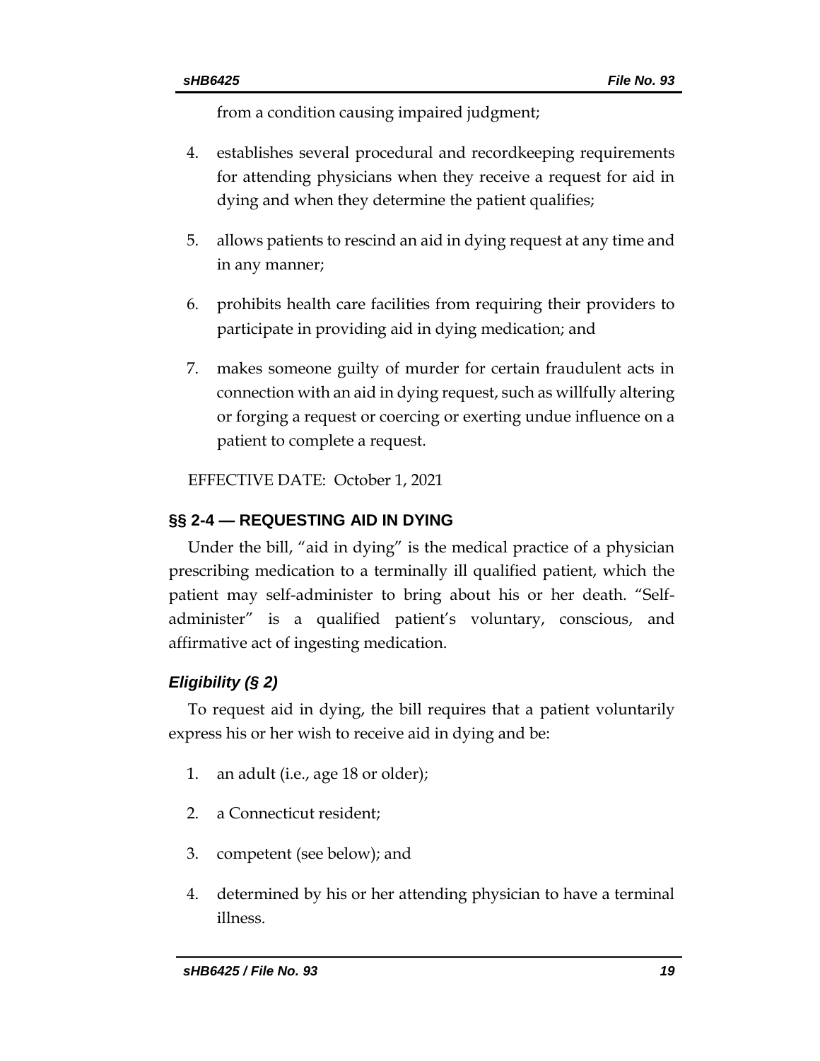from a condition causing impaired judgment;

4. establishes several procedural and recordkeeping requirements for attending physicians when they receive a request for aid in dying and when they determine the patient qualifies;

5. allows patients to rescind an aid in dying request at any time and in any manner;

6. prohibits health care facilities from requiring their providers to participate in providing aid in dying medication; and

7. makes someone guilty of murder for certain fraudulent acts in connection with an aid in dying request, such as willfully altering or forging a request or coercing or exerting undue influence on a patient to complete a request.

EFFECTIVE DATE: October 1, 2021

## §§ 2-4 — REQUESTING AID IN DYING

Under the bill, "aid in dying" is the medical practice of a physician prescribing medication to a terminally ill qualified patient, which the patient may self-administer to bring about his or her death. "Self-administer" is a qualified patient's voluntary, conscious, and affirmative act of ingesting medication.

### *Eligibility (§ 2)*

To request aid in dying, the bill requires that a patient voluntarily express his or her wish to receive aid in dying and be:

1. an adult (i.e., age 18 or older);

2. a Connecticut resident;

3. competent (see below); and

4. determined by his or her attending physician to have a terminal illness.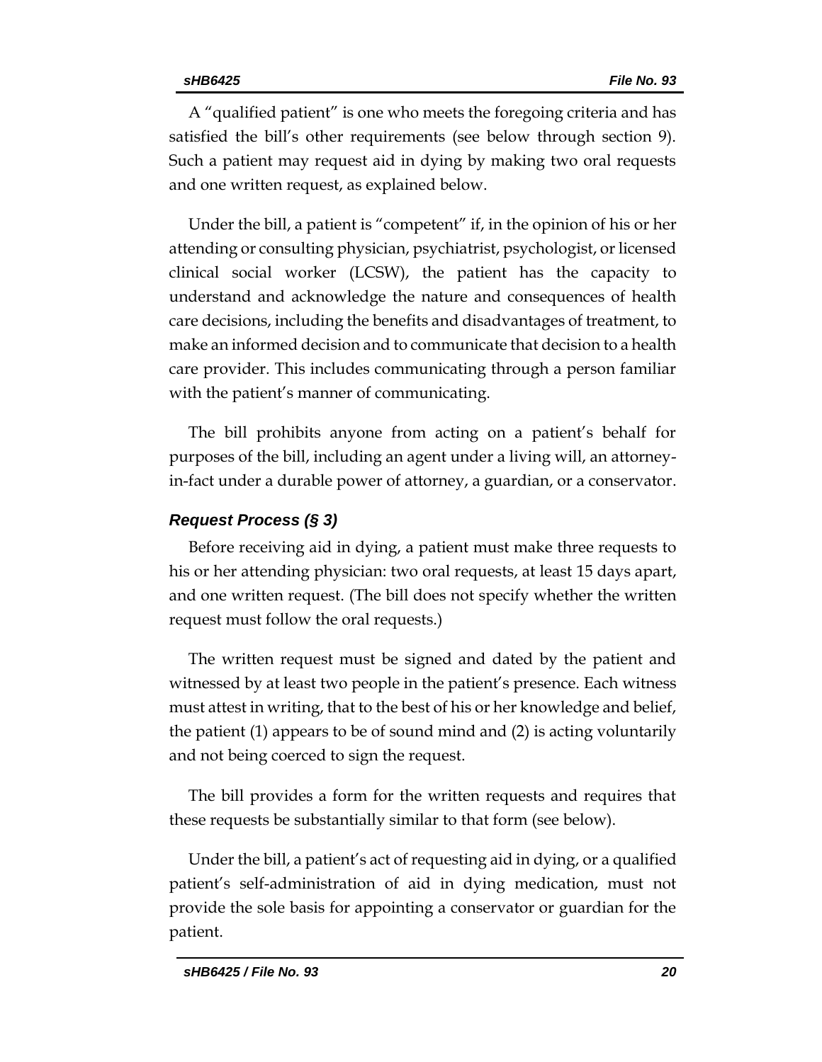A "qualified patient" is one who meets the foregoing criteria and has satisfied the bill's other requirements (see below through section 9). Such a patient may request aid in dying by making two oral requests and one written request, as explained below.

Under the bill, a patient is "competent" if, in the opinion of his or her attending or consulting physician, psychiatrist, psychologist, or licensed clinical social worker (LCSW), the patient has the capacity to understand and acknowledge the nature and consequences of health care decisions, including the benefits and disadvantages of treatment, to make an informed decision and to communicate that decision to a health care provider. This includes communicating through a person familiar with the patient's manner of communicating.

The bill prohibits anyone from acting on a patient's behalf for purposes of the bill, including an agent under a living will, an attorney-in-fact under a durable power of attorney, a guardian, or a conservator.

### *Request Process (§ 3)*

Before receiving aid in dying, a patient must make three requests to his or her attending physician: two oral requests, at least 15 days apart, and one written request. (The bill does not specify whether the written request must follow the oral requests.)

The written request must be signed and dated by the patient and witnessed by at least two people in the patient's presence. Each witness must attest in writing, that to the best of his or her knowledge and belief, the patient (1) appears to be of sound mind and (2) is acting voluntarily and not being coerced to sign the request.

The bill provides a form for the written requests and requires that these requests be substantially similar to that form (see below).

Under the bill, a patient's act of requesting aid in dying, or a qualified patient's self-administration of aid in dying medication, must not provide the sole basis for appointing a conservator or guardian for the patient.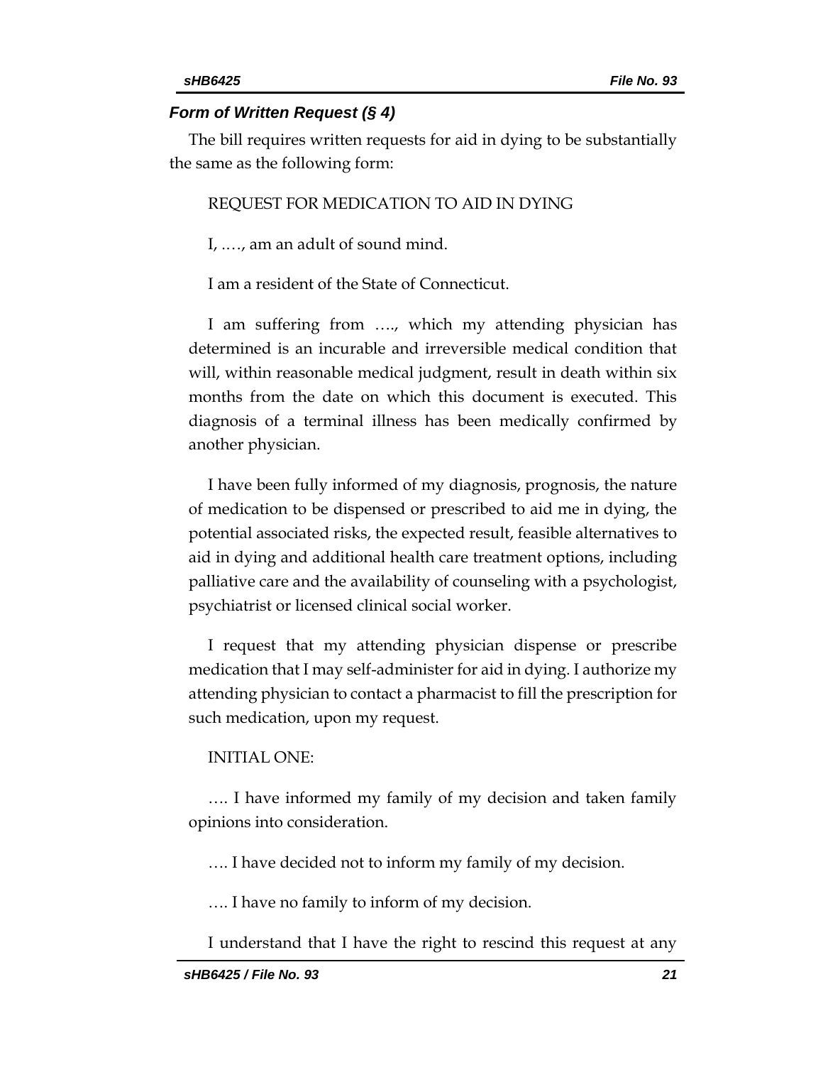### *Form of Written Request (§ 4)*

The bill requires written requests for aid in dying to be substantially the same as the following form:

REQUEST FOR MEDICATION TO AID IN DYING

I, .…, am an adult of sound mind.

I am a resident of the State of Connecticut.

I am suffering from …., which my attending physician has determined is an incurable and irreversible medical condition that will, within reasonable medical judgment, result in death within six months from the date on which this document is executed. This diagnosis of a terminal illness has been medically confirmed by another physician.

I have been fully informed of my diagnosis, prognosis, the nature of medication to be dispensed or prescribed to aid me in dying, the potential associated risks, the expected result, feasible alternatives to aid in dying and additional health care treatment options, including palliative care and the availability of counseling with a psychologist, psychiatrist or licensed clinical social worker.

I request that my attending physician dispense or prescribe medication that I may self-administer for aid in dying. I authorize my attending physician to contact a pharmacist to fill the prescription for such medication, upon my request.

INITIAL ONE:

…. I have informed my family of my decision and taken family opinions into consideration.

…. I have decided not to inform my family of my decision.

…. I have no family to inform of my decision.

I understand that I have the right to rescind this request at any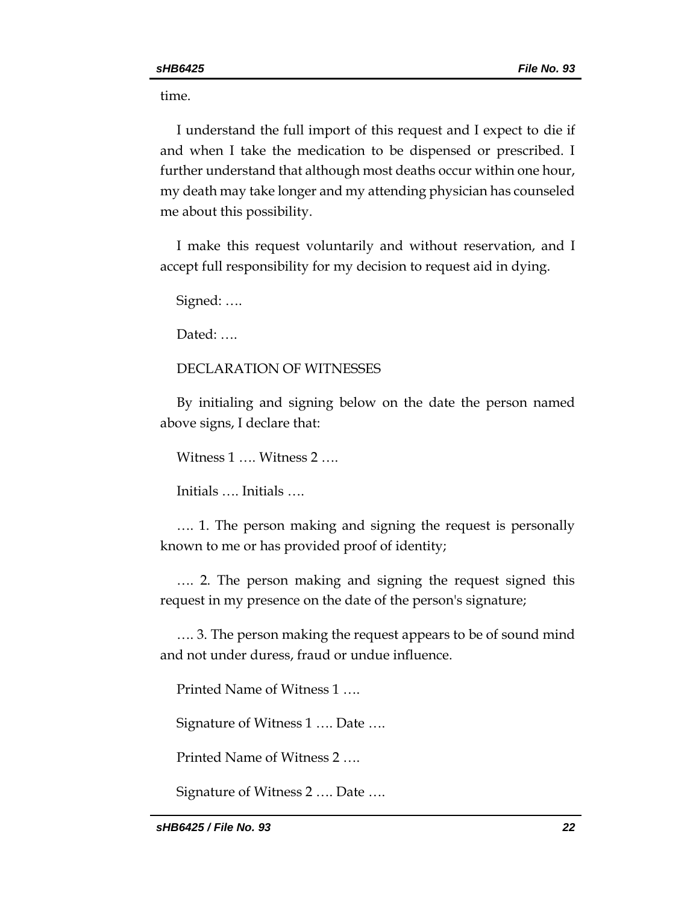time.

I understand the full import of this request and I expect to die if and when I take the medication to be dispensed or prescribed. I further understand that although most deaths occur within one hour, my death may take longer and my attending physician has counseled me about this possibility.

I make this request voluntarily and without reservation, and I accept full responsibility for my decision to request aid in dying.

Signed: ….

Dated: ….

DECLARATION OF WITNESSES

By initialing and signing below on the date the person named above signs, I declare that:

Witness 1 …. Witness 2 ….

Initials …. Initials ….

…. 1. The person making and signing the request is personally known to me or has provided proof of identity;

…. 2. The person making and signing the request signed this request in my presence on the date of the person's signature;

…. 3. The person making the request appears to be of sound mind and not under duress, fraud or undue influence.

Printed Name of Witness 1 ….

Signature of Witness 1 …. Date ….

Printed Name of Witness 2 ….

Signature of Witness 2 …. Date ….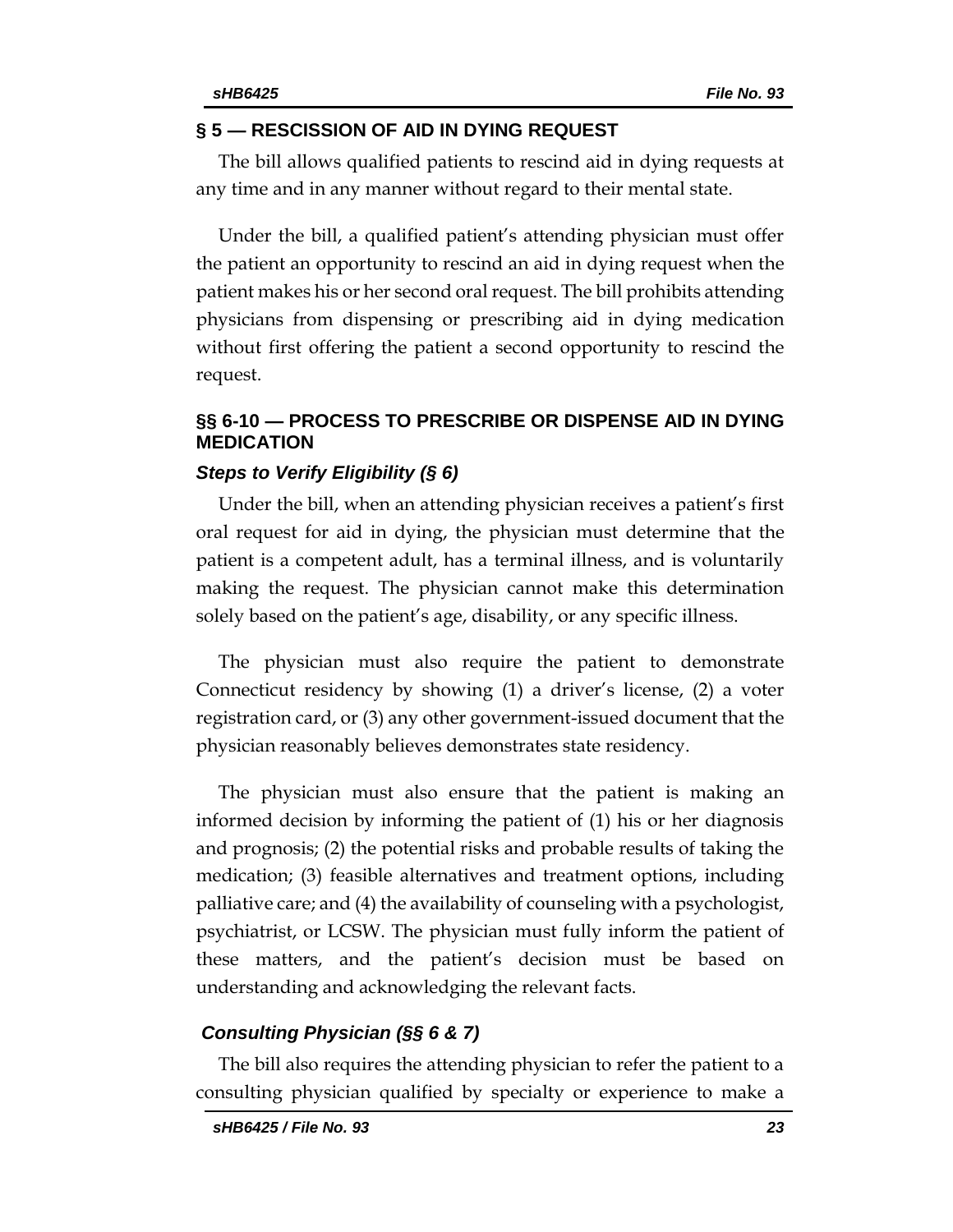## § 5 — RESCISSION OF AID IN DYING REQUEST

The bill allows qualified patients to rescind aid in dying requests at any time and in any manner without regard to their mental state.

Under the bill, a qualified patient's attending physician must offer the patient an opportunity to rescind an aid in dying request when the patient makes his or her second oral request. The bill prohibits attending physicians from dispensing or prescribing aid in dying medication without first offering the patient a second opportunity to rescind the request.

## §§ 6-10 — PROCESS TO PRESCRIBE OR DISPENSE AID IN DYING MEDICATION

### *Steps to Verify Eligibility (§ 6)*

Under the bill, when an attending physician receives a patient's first oral request for aid in dying, the physician must determine that the patient is a competent adult, has a terminal illness, and is voluntarily making the request. The physician cannot make this determination solely based on the patient's age, disability, or any specific illness.

The physician must also require the patient to demonstrate Connecticut residency by showing (1) a driver's license, (2) a voter registration card, or (3) any other government-issued document that the physician reasonably believes demonstrates state residency.

The physician must also ensure that the patient is making an informed decision by informing the patient of (1) his or her diagnosis and prognosis; (2) the potential risks and probable results of taking the medication; (3) feasible alternatives and treatment options, including palliative care; and (4) the availability of counseling with a psychologist, psychiatrist, or LCSW. The physician must fully inform the patient of these matters, and the patient's decision must be based on understanding and acknowledging the relevant facts.

### *Consulting Physician (§§ 6 & 7)*

The bill also requires the attending physician to refer the patient to a consulting physician qualified by specialty or experience to make a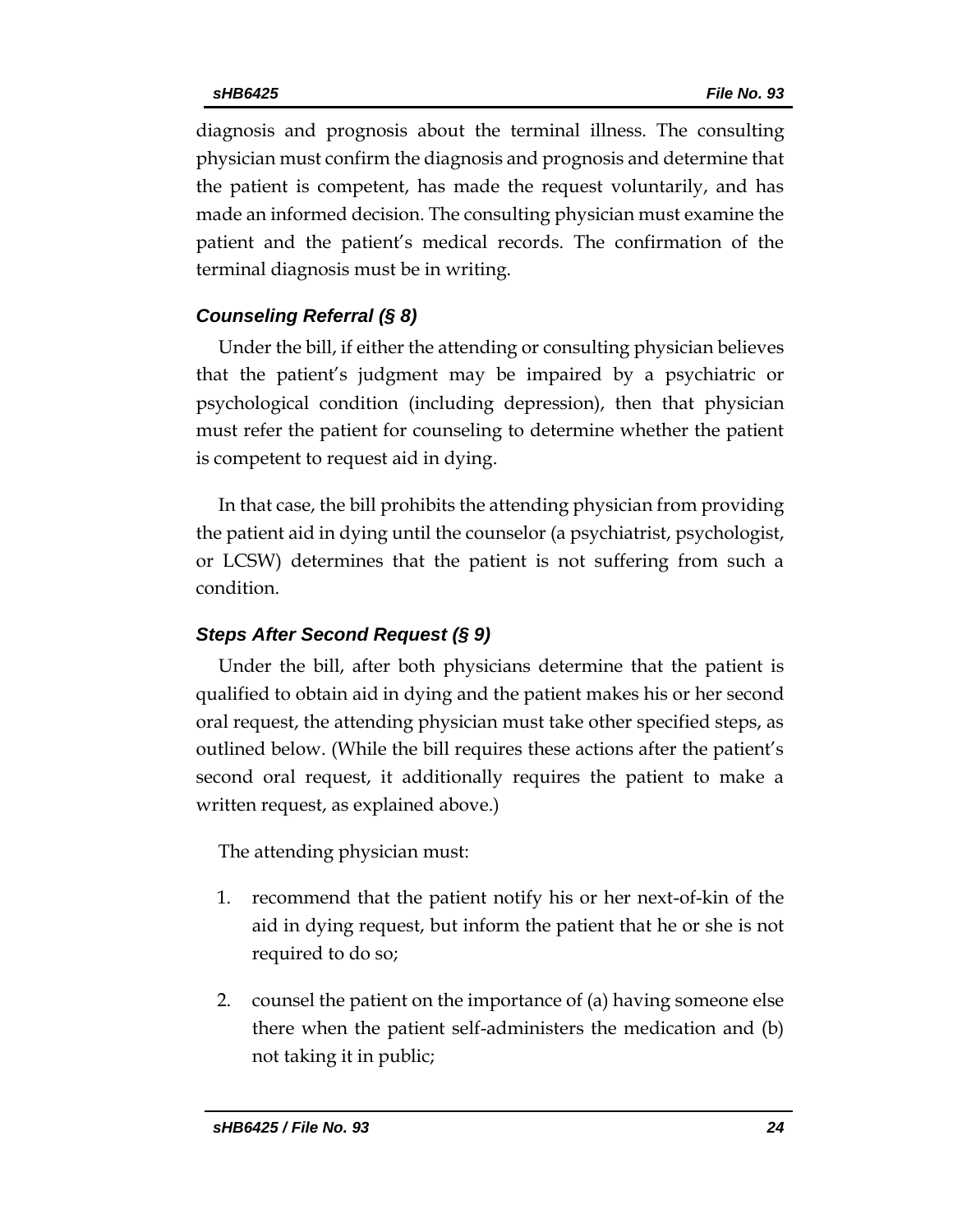diagnosis and prognosis about the terminal illness. The consulting physician must confirm the diagnosis and prognosis and determine that the patient is competent, has made the request voluntarily, and has made an informed decision. The consulting physician must examine the patient and the patient's medical records. The confirmation of the terminal diagnosis must be in writing.

### *Counseling Referral (§ 8)*

Under the bill, if either the attending or consulting physician believes that the patient's judgment may be impaired by a psychiatric or psychological condition (including depression), then that physician must refer the patient for counseling to determine whether the patient is competent to request aid in dying.

In that case, the bill prohibits the attending physician from providing the patient aid in dying until the counselor (a psychiatrist, psychologist, or LCSW) determines that the patient is not suffering from such a condition.

### *Steps After Second Request (§ 9)*

Under the bill, after both physicians determine that the patient is qualified to obtain aid in dying and the patient makes his or her second oral request, the attending physician must take other specified steps, as outlined below. (While the bill requires these actions after the patient's second oral request, it additionally requires the patient to make a written request, as explained above.)

The attending physician must:

1. recommend that the patient notify his or her next-of-kin of the aid in dying request, but inform the patient that he or she is not required to do so;
2. counsel the patient on the importance of (a) having someone else there when the patient self-administers the medication and (b) not taking it in public;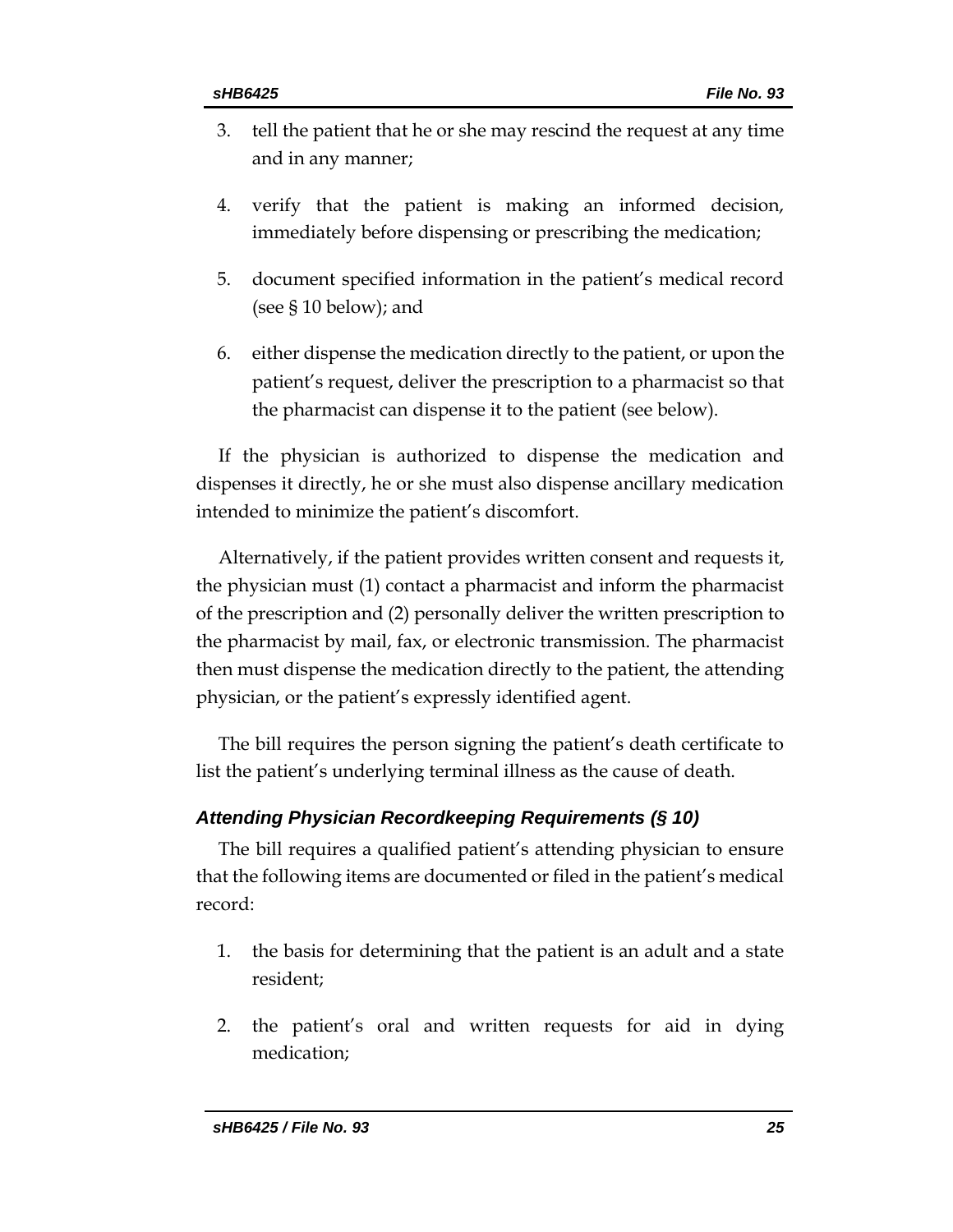3. tell the patient that he or she may rescind the request at any time and in any manner;
4. verify that the patient is making an informed decision, immediately before dispensing or prescribing the medication;
5. document specified information in the patient's medical record (see § 10 below); and
6. either dispense the medication directly to the patient, or upon the patient's request, deliver the prescription to a pharmacist so that the pharmacist can dispense it to the patient (see below).

If the physician is authorized to dispense the medication and dispenses it directly, he or she must also dispense ancillary medication intended to minimize the patient's discomfort.

Alternatively, if the patient provides written consent and requests it, the physician must (1) contact a pharmacist and inform the pharmacist of the prescription and (2) personally deliver the written prescription to the pharmacist by mail, fax, or electronic transmission. The pharmacist then must dispense the medication directly to the patient, the attending physician, or the patient's expressly identified agent.

The bill requires the person signing the patient's death certificate to list the patient's underlying terminal illness as the cause of death.

### *Attending Physician Recordkeeping Requirements (§ 10)*

The bill requires a qualified patient's attending physician to ensure that the following items are documented or filed in the patient's medical record:

1. the basis for determining that the patient is an adult and a state resident;
2. the patient's oral and written requests for aid in dying medication;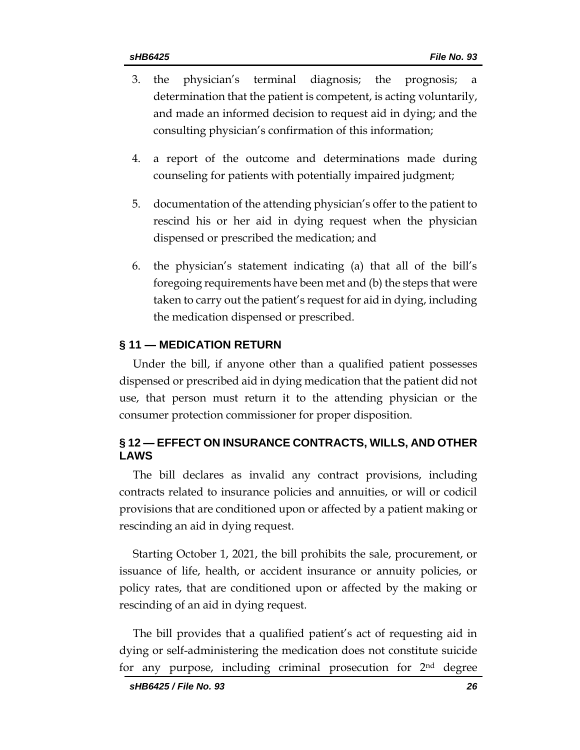3. the physician's terminal diagnosis; the prognosis; a determination that the patient is competent, is acting voluntarily, and made an informed decision to request aid in dying; and the consulting physician's confirmation of this information;

4. a report of the outcome and determinations made during counseling for patients with potentially impaired judgment;

5. documentation of the attending physician's offer to the patient to rescind his or her aid in dying request when the physician dispensed or prescribed the medication; and

6. the physician's statement indicating (a) that all of the bill's foregoing requirements have been met and (b) the steps that were taken to carry out the patient's request for aid in dying, including the medication dispensed or prescribed.

## § 11 — MEDICATION RETURN

Under the bill, if anyone other than a qualified patient possesses dispensed or prescribed aid in dying medication that the patient did not use, that person must return it to the attending physician or the consumer protection commissioner for proper disposition.

## § 12 — EFFECT ON INSURANCE CONTRACTS, WILLS, AND OTHER LAWS

The bill declares as invalid any contract provisions, including contracts related to insurance policies and annuities, or will or codicil provisions that are conditioned upon or affected by a patient making or rescinding an aid in dying request.

Starting October 1, 2021, the bill prohibits the sale, procurement, or issuance of life, health, or accident insurance or annuity policies, or policy rates, that are conditioned upon or affected by the making or rescinding of an aid in dying request.

The bill provides that a qualified patient's act of requesting aid in dying or self-administering the medication does not constitute suicide for any purpose, including criminal prosecution for 2nd degree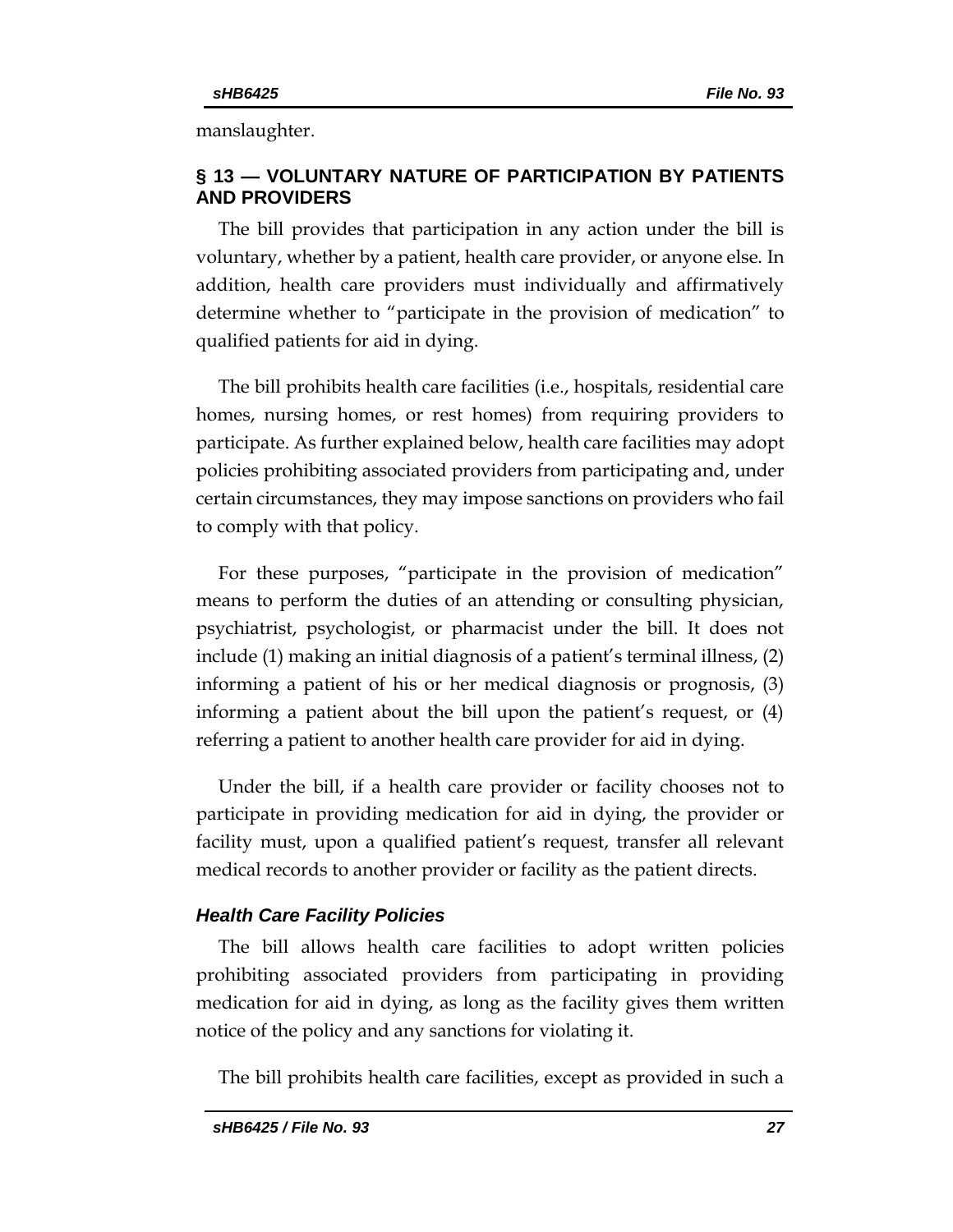manslaughter.

## § 13 — VOLUNTARY NATURE OF PARTICIPATION BY PATIENTS AND PROVIDERS

The bill provides that participation in any action under the bill is voluntary, whether by a patient, health care provider, or anyone else. In addition, health care providers must individually and affirmatively determine whether to "participate in the provision of medication" to qualified patients for aid in dying.

The bill prohibits health care facilities (i.e., hospitals, residential care homes, nursing homes, or rest homes) from requiring providers to participate. As further explained below, health care facilities may adopt policies prohibiting associated providers from participating and, under certain circumstances, they may impose sanctions on providers who fail to comply with that policy.

For these purposes, "participate in the provision of medication" means to perform the duties of an attending or consulting physician, psychiatrist, psychologist, or pharmacist under the bill. It does not include (1) making an initial diagnosis of a patient's terminal illness, (2) informing a patient of his or her medical diagnosis or prognosis, (3) informing a patient about the bill upon the patient's request, or (4) referring a patient to another health care provider for aid in dying.

Under the bill, if a health care provider or facility chooses not to participate in providing medication for aid in dying, the provider or facility must, upon a qualified patient's request, transfer all relevant medical records to another provider or facility as the patient directs.

### *Health Care Facility Policies*

The bill allows health care facilities to adopt written policies prohibiting associated providers from participating in providing medication for aid in dying, as long as the facility gives them written notice of the policy and any sanctions for violating it.

The bill prohibits health care facilities, except as provided in such a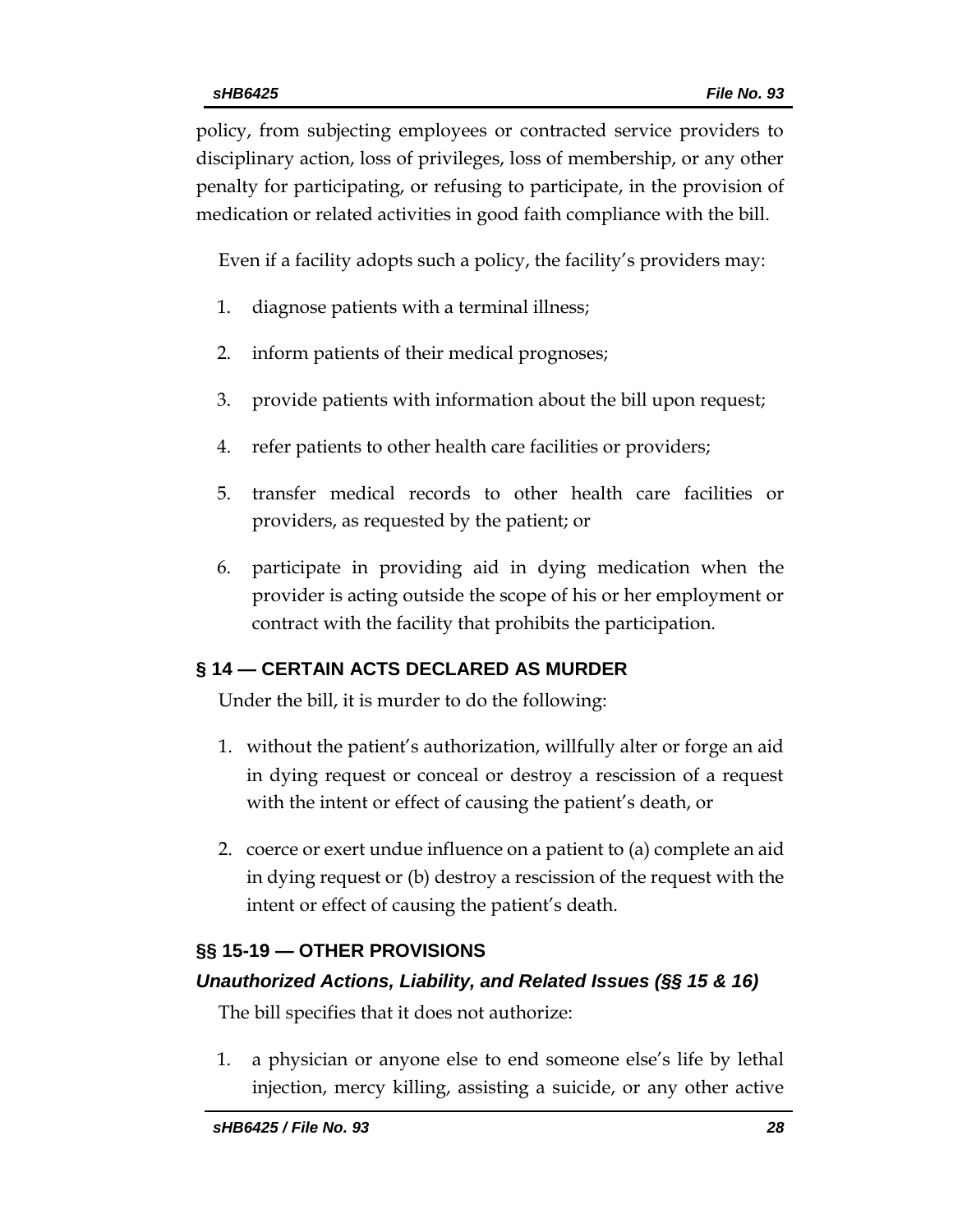policy, from subjecting employees or contracted service providers to disciplinary action, loss of privileges, loss of membership, or any other penalty for participating, or refusing to participate, in the provision of medication or related activities in good faith compliance with the bill.

Even if a facility adopts such a policy, the facility's providers may:

1. diagnose patients with a terminal illness;
2. inform patients of their medical prognoses;
3. provide patients with information about the bill upon request;
4. refer patients to other health care facilities or providers;
5. transfer medical records to other health care facilities or providers, as requested by the patient; or
6. participate in providing aid in dying medication when the provider is acting outside the scope of his or her employment or contract with the facility that prohibits the participation.

## § 14 — CERTAIN ACTS DECLARED AS MURDER

Under the bill, it is murder to do the following:

1. without the patient's authorization, willfully alter or forge an aid in dying request or conceal or destroy a rescission of a request with the intent or effect of causing the patient's death, or
2. coerce or exert undue influence on a patient to (a) complete an aid in dying request or (b) destroy a rescission of the request with the intent or effect of causing the patient's death.

## §§ 15-19 — OTHER PROVISIONS

### *Unauthorized Actions, Liability, and Related Issues (§§ 15 & 16)*

The bill specifies that it does not authorize:

1. a physician or anyone else to end someone else's life by lethal injection, mercy killing, assisting a suicide, or any other active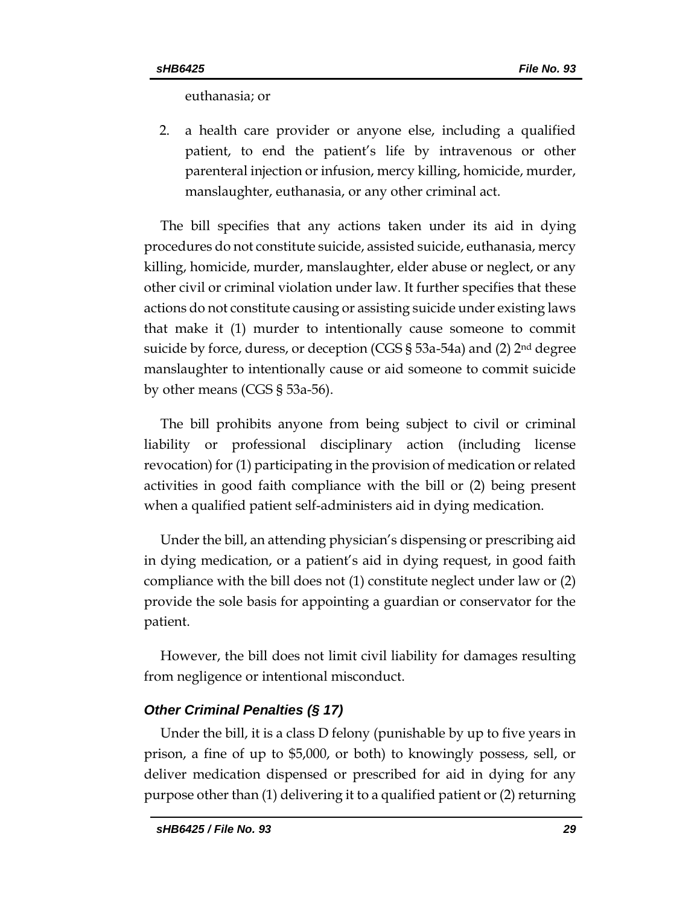euthanasia; or

2. a health care provider or anyone else, including a qualified patient, to end the patient's life by intravenous or other parenteral injection or infusion, mercy killing, homicide, murder, manslaughter, euthanasia, or any other criminal act.

The bill specifies that any actions taken under its aid in dying procedures do not constitute suicide, assisted suicide, euthanasia, mercy killing, homicide, murder, manslaughter, elder abuse or neglect, or any other civil or criminal violation under law. It further specifies that these actions do not constitute causing or assisting suicide under existing laws that make it (1) murder to intentionally cause someone to commit suicide by force, duress, or deception (CGS § 53a-54a) and (2) 2nd degree manslaughter to intentionally cause or aid someone to commit suicide by other means (CGS § 53a-56).

The bill prohibits anyone from being subject to civil or criminal liability or professional disciplinary action (including license revocation) for (1) participating in the provision of medication or related activities in good faith compliance with the bill or (2) being present when a qualified patient self-administers aid in dying medication.

Under the bill, an attending physician's dispensing or prescribing aid in dying medication, or a patient's aid in dying request, in good faith compliance with the bill does not (1) constitute neglect under law or (2) provide the sole basis for appointing a guardian or conservator for the patient.

However, the bill does not limit civil liability for damages resulting from negligence or intentional misconduct.

### *Other Criminal Penalties (§ 17)*

Under the bill, it is a class D felony (punishable by up to five years in prison, a fine of up to $5,000, or both) to knowingly possess, sell, or deliver medication dispensed or prescribed for aid in dying for any purpose other than (1) delivering it to a qualified patient or (2) returning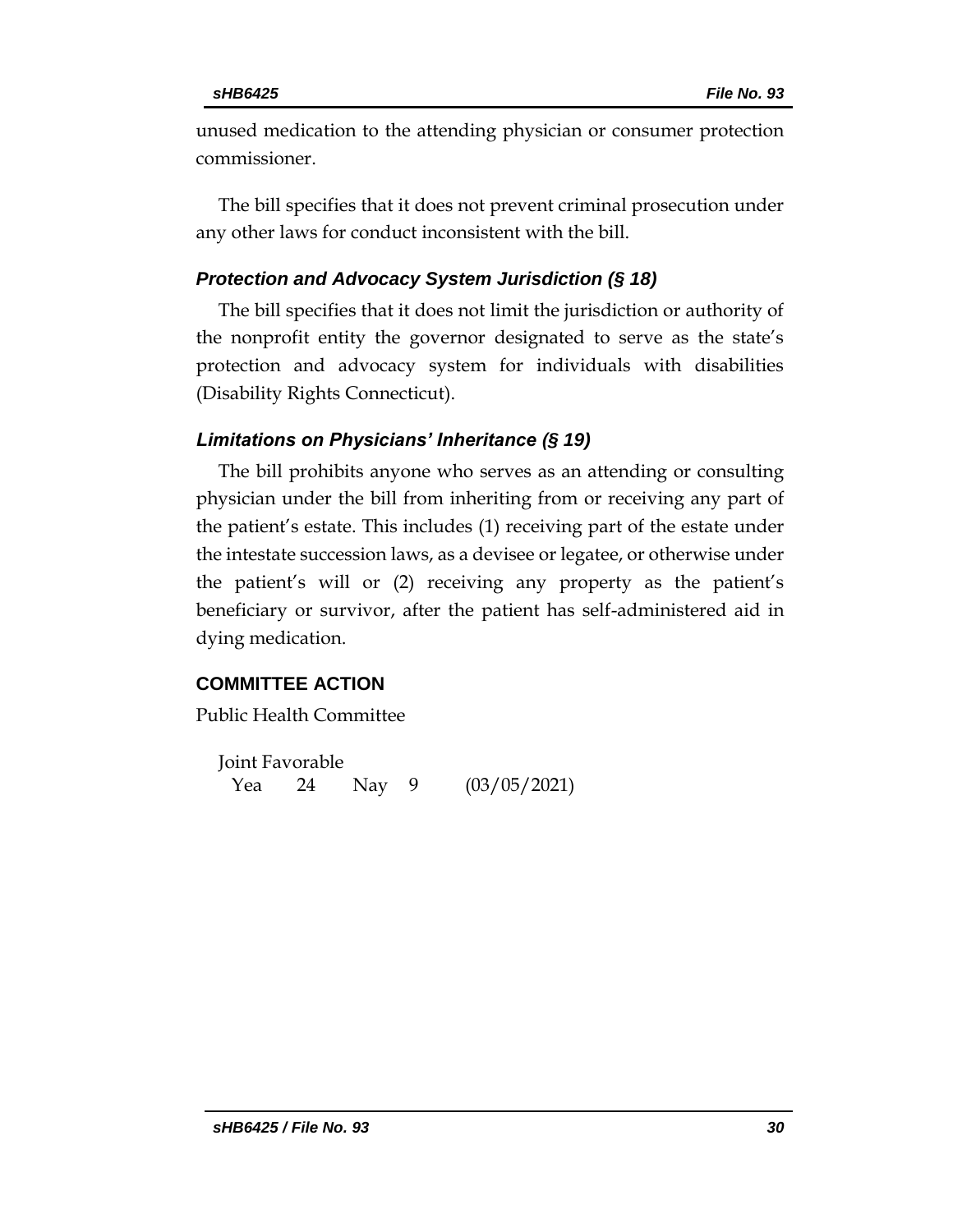unused medication to the attending physician or consumer protection commissioner.

The bill specifies that it does not prevent criminal prosecution under any other laws for conduct inconsistent with the bill.

### *Protection and Advocacy System Jurisdiction (§ 18)*

The bill specifies that it does not limit the jurisdiction or authority of the nonprofit entity the governor designated to serve as the state's protection and advocacy system for individuals with disabilities (Disability Rights Connecticut).

### *Limitations on Physicians' Inheritance (§ 19)*

The bill prohibits anyone who serves as an attending or consulting physician under the bill from inheriting from or receiving any part of the patient's estate. This includes (1) receiving part of the estate under the intestate succession laws, as a devisee or legatee, or otherwise under the patient's will or (2) receiving any property as the patient's beneficiary or survivor, after the patient has self-administered aid in dying medication.

## COMMITTEE ACTION

Public Health Committee

| | | | | |
|---|---|---|---|---|
| Joint Favorable | | | | |
| Yea | 24 | Nay | 9 | (03/05/2021) |